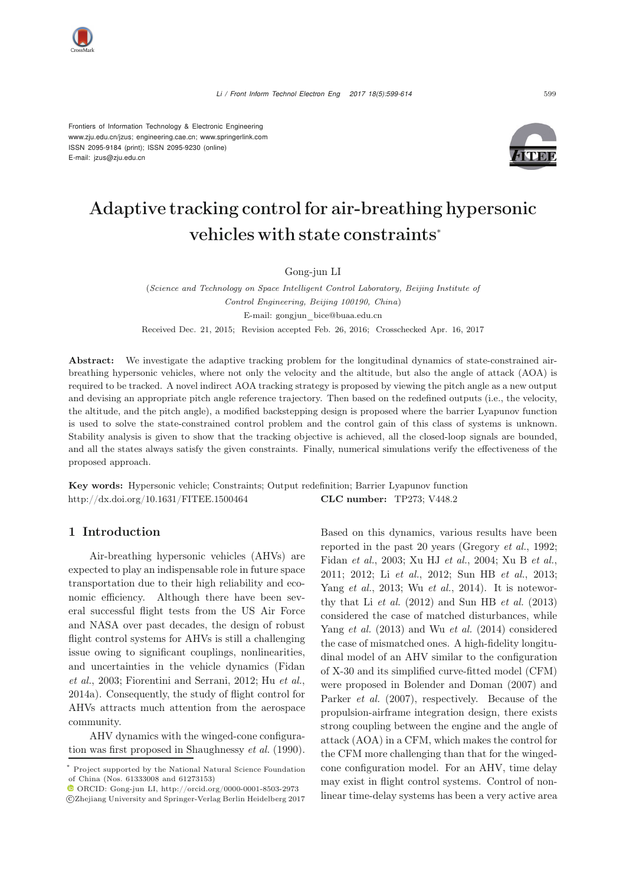Frontiers of Information Technology & Electronic Engineering
www.zju.edu.cn/jzus; engineering.cae.cn; www.springerlink.com
ISSN 2095-9184 (print); ISSN 2095-9230 (online)
E-mail: jzus@zju.edu.cn

# Adaptive tracking control for air-breathing hypersonic vehicles with state constraints*

Gong-jun LI

(*Science and Technology on Space Intelligent Control Laboratory, Beijing Institute of Control Engineering, Beijing 100190, China*)

E-mail: gongjun_bice@buaa.edu.cn

Received Dec. 21, 2015; Revision accepted Feb. 26, 2016; Crosschecked Apr. 16, 2017

**Abstract:** We investigate the adaptive tracking problem for the longitudinal dynamics of state-constrained air-breathing hypersonic vehicles, where not only the velocity and the altitude, but also the angle of attack (AOA) is required to be tracked. A novel indirect AOA tracking strategy is proposed by viewing the pitch angle as a new output and devising an appropriate pitch angle reference trajectory. Then based on the redefined outputs (i.e., the velocity, the altitude, and the pitch angle), a modified backstepping design is proposed where the barrier Lyapunov function is used to solve the state-constrained control problem and the control gain of this class of systems is unknown. Stability analysis is given to show that the tracking objective is achieved, all the closed-loop signals are bounded, and all the states always satisfy the given constraints. Finally, numerical simulations verify the effectiveness of the proposed approach.

**Key words:** Hypersonic vehicle; Constraints; Output redefinition; Barrier Lyapunov function
http://dx.doi.org/10.1631/FITEE.1500464 **CLC number:** TP273; V448.2

## 1 Introduction

Air-breathing hypersonic vehicles (AHVs) are expected to play an indispensable role in future space transportation due to their high reliability and economic efficiency. Although there have been several successful flight tests from the US Air Force and NASA over past decades, the design of robust flight control systems for AHVs is still a challenging issue owing to significant couplings, nonlinearities, and uncertainties in the vehicle dynamics (Fidan *et al.*, 2003; Fiorentini and Serrani, 2012; Hu *et al.*, 2014a). Consequently, the study of flight control for AHVs attracts much attention from the aerospace community.

AHV dynamics with the winged-cone configuration was first proposed in Shaughnessy *et al.* (1990). Based on this dynamics, various results have been reported in the past 20 years (Gregory *et al.*, 1992; Fidan *et al.*, 2003; Xu HJ *et al.*, 2004; Xu B *et al.*, 2011; 2012; Li *et al.*, 2012; Sun HB *et al.*, 2013; Yang *et al.*, 2013; Wu *et al.*, 2014). It is noteworthy that Li *et al.* (2012) and Sun HB *et al.* (2013) considered the case of matched disturbances, while Yang *et al.* (2013) and Wu *et al.* (2014) considered the case of mismatched ones. A high-fidelity longitudinal model of an AHV similar to the configuration of X-30 and its simplified curve-fitted model (CFM) were proposed in Bolender and Doman (2007) and Parker *et al.* (2007), respectively. Because of the propulsion-airframe integration design, there exists strong coupling between the engine and the angle of attack (AOA) in a CFM, which makes the control for the CFM more challenging than that for the winged-cone configuration model. For an AHV, time delay may exist in flight control systems. Control of nonlinear time-delay systems has been a very active area

---

\* Project supported by the National Natural Science Foundation of China (Nos. 61333008 and 61273153)

ORCID: Gong-jun LI, http://orcid.org/0000-0001-8503-2973

©Zhejiang University and Springer-Verlag Berlin Heidelberg 2017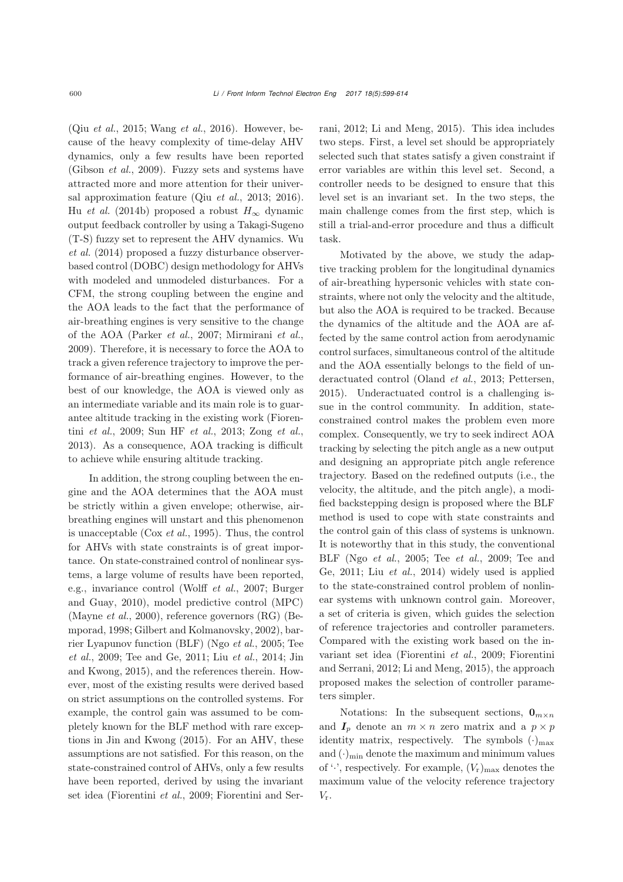(Qiu *et al.*, 2015; Wang *et al.*, 2016). However, because of the heavy complexity of time-delay AHV dynamics, only a few results have been reported (Gibson *et al.*, 2009). Fuzzy sets and systems have attracted more and more attention for their universal approximation feature (Qiu *et al.*, 2013; 2016). Hu *et al.* (2014b) proposed a robust $H_\infty$ dynamic output feedback controller by using a Takagi-Sugeno (T-S) fuzzy set to represent the AHV dynamics. Wu *et al.* (2014) proposed a fuzzy disturbance observer-based control (DOBC) design methodology for AHVs with modeled and unmodeled disturbances. For a CFM, the strong coupling between the engine and the AOA leads to the fact that the performance of air-breathing engines is very sensitive to the change of the AOA (Parker *et al.*, 2007; Mirmirani *et al.*, 2009). Therefore, it is necessary to force the AOA to track a given reference trajectory to improve the performance of air-breathing engines. However, to the best of our knowledge, the AOA is viewed only as an intermediate variable and its main role is to guarantee altitude tracking in the existing work (Fiorentini *et al.*, 2009; Sun HF *et al.*, 2013; Zong *et al.*, 2013). As a consequence, AOA tracking is difficult to achieve while ensuring altitude tracking.

In addition, the strong coupling between the engine and the AOA determines that the AOA must be strictly within a given envelope; otherwise, air-breathing engines will unstart and this phenomenon is unacceptable (Cox *et al.*, 1995). Thus, the control for AHVs with state constraints is of great importance. On state-constrained control of nonlinear systems, a large volume of results have been reported, e.g., invariance control (Wolff *et al.*, 2007; Burger and Guay, 2010), model predictive control (MPC) (Mayne *et al.*, 2000), reference governors (RG) (Bemporad, 1998; Gilbert and Kolmanovsky, 2002), barrier Lyapunov function (BLF) (Ngo *et al.*, 2005; Tee *et al.*, 2009; Tee and Ge, 2011; Liu *et al.*, 2014; Jin and Kwong, 2015), and the references therein. However, most of the existing results were derived based on strict assumptions on the controlled systems. For example, the control gain was assumed to be completely known for the BLF method with rare exceptions in Jin and Kwong (2015). For an AHV, these assumptions are not satisfied. For this reason, on the state-constrained control of AHVs, only a few results have been reported, derived by using the invariant set idea (Fiorentini *et al.*, 2009; Fiorentini and Serrani, 2012; Li and Meng, 2015). This idea includes two steps. First, a level set should be appropriately selected such that states satisfy a given constraint if error variables are within this level set. Second, a controller needs to be designed to ensure that this level set is an invariant set. In the two steps, the main challenge comes from the first step, which is still a trial-and-error procedure and thus a difficult task.

Motivated by the above, we study the adaptive tracking problem for the longitudinal dynamics of air-breathing hypersonic vehicles with state constraints, where not only the velocity and the altitude, but also the AOA is required to be tracked. Because the dynamics of the altitude and the AOA are affected by the same control action from aerodynamic control surfaces, simultaneous control of the altitude and the AOA essentially belongs to the field of underactuated control (Oland *et al.*, 2013; Pettersen, 2015). Underactuated control is a challenging issue in the control community. In addition, state-constrained control makes the problem even more complex. Consequently, we try to seek indirect AOA tracking by selecting the pitch angle as a new output and designing an appropriate pitch angle reference trajectory. Based on the redefined outputs (i.e., the velocity, the altitude, and the pitch angle), a modified backstepping design is proposed where the BLF method is used to cope with state constraints and the control gain of this class of systems is unknown. It is noteworthy that in this study, the conventional BLF (Ngo *et al.*, 2005; Tee *et al.*, 2009; Tee and Ge, 2011; Liu *et al.*, 2014) widely used is applied to the state-constrained control problem of nonlinear systems with unknown control gain. Moreover, a set of criteria is given, which guides the selection of reference trajectories and controller parameters. Compared with the existing work based on the invariant set idea (Fiorentini *et al.*, 2009; Fiorentini and Serrani, 2012; Li and Meng, 2015), the approach proposed makes the selection of controller parameters simpler.

Notations: In the subsequent sections, $\mathbf{0}_{m\times n}$ and $\boldsymbol{I}_p$ denote an $m \times n$ zero matrix and a $p \times p$ identity matrix, respectively. The symbols $(\cdot)_{\max}$ and $(\cdot)_{\min}$ denote the maximum and minimum values of '$\cdot$', respectively. For example, $(V_{\rm r})_{\max}$ denotes the maximum value of the velocity reference trajectory $V_{\rm r}$.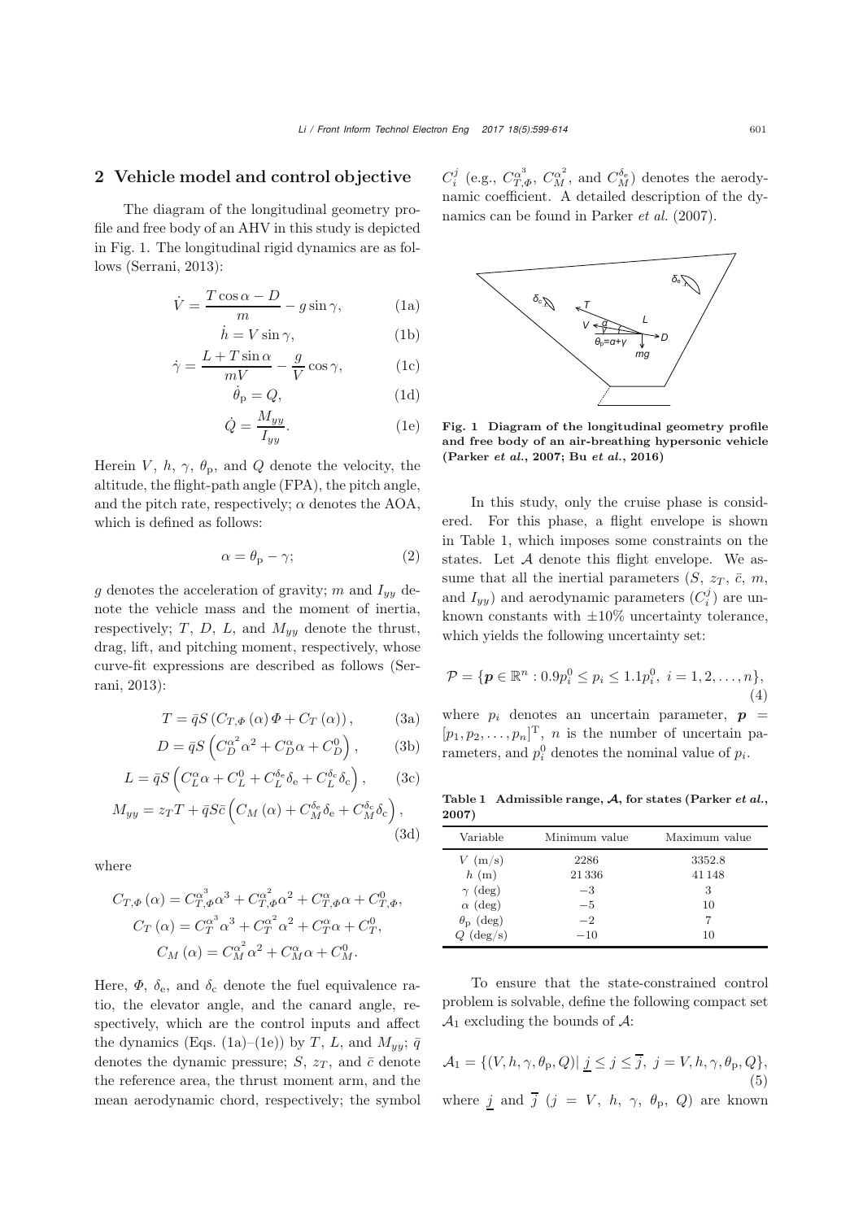## 2 Vehicle model and control objective

The diagram of the longitudinal geometry profile and free body of an AHV in this study is depicted in Fig. 1. The longitudinal rigid dynamics are as follows (Serrani, 2013):

$$\dot{V} = \frac{T\cos\alpha - D}{m} - g\sin\gamma, \tag{1a}$$

$$\dot{h} = V\sin\gamma, \tag{1b}$$

$$\dot{\gamma} = \frac{L + T\sin\alpha}{mV} - \frac{g}{V}\cos\gamma, \tag{1c}$$

$$\dot{\theta}_{\rm p} = Q, \tag{1d}$$

$$\dot{Q} = \frac{M_{yy}}{I_{yy}}. \tag{1e}$$

Herein $V$, $h$, $\gamma$, $\theta_{\rm p}$, and $Q$ denote the velocity, the altitude, the flight-path angle (FPA), the pitch angle, and the pitch rate, respectively; $\alpha$ denotes the AOA, which is defined as follows:

$$\alpha = \theta_{\rm p} - \gamma; \tag{2}$$

$g$ denotes the acceleration of gravity; $m$ and $I_{yy}$ denote the vehicle mass and the moment of inertia, respectively; $T$, $D$, $L$, and $M_{yy}$ denote the thrust, drag, lift, and pitching moment, respectively, whose curve-fit expressions are described as follows (Serrani, 2013):

$$T = \bar{q}S\left(C_{T,\Phi}(\alpha)\,\Phi + C_T(\alpha)\right), \tag{3a}$$

$$D = \bar{q}S\left(C_D^{\alpha^2}\alpha^2 + C_D^{\alpha}\alpha + C_D^0\right), \tag{3b}$$

$$L = \bar{q}S\left(C_L^{\alpha}\alpha + C_L^0 + C_L^{\delta_{\rm e}}\delta_{\rm e} + C_L^{\delta_{\rm c}}\delta_{\rm c}\right), \tag{3c}$$

$$M_{yy} = z_T T + \bar{q}S\bar{c}\left(C_M(\alpha) + C_M^{\delta_{\rm e}}\delta_{\rm e} + C_M^{\delta_{\rm c}}\delta_{\rm c}\right), \tag{3d}$$

where

$$C_{T,\Phi}(\alpha) = C_{T,\Phi}^{\alpha^3}\alpha^3 + C_{T,\Phi}^{\alpha^2}\alpha^2 + C_{T,\Phi}^{\alpha}\alpha + C_{T,\Phi}^0,$$
$$C_T(\alpha) = C_T^{\alpha^3}\alpha^3 + C_T^{\alpha^2}\alpha^2 + C_T^{\alpha}\alpha + C_T^0,$$
$$C_M(\alpha) = C_M^{\alpha^2}\alpha^2 + C_M^{\alpha}\alpha + C_M^0.$$

Here, $\Phi$, $\delta_{\rm e}$, and $\delta_{\rm c}$ denote the fuel equivalence ratio, the elevator angle, and the canard angle, respectively, which are the control inputs and affect the dynamics (Eqs. (1a)–(1e)) by $T$, $L$, and $M_{yy}$; $\bar{q}$ denotes the dynamic pressure; $S$, $z_T$, and $\bar{c}$ denote the reference area, the thrust moment arm, and the mean aerodynamic chord, respectively; the symbol $C_i^j$ (e.g., $C_{T,\Phi}^{\alpha^3}$, $C_M^{\alpha^2}$, and $C_M^{\delta_{\rm e}}$) denotes the aerodynamic coefficient. A detailed description of the dynamics can be found in Parker *et al.* (2007).

**Fig. 1 Diagram of the longitudinal geometry profile and free body of an air-breathing hypersonic vehicle (Parker *et al.*, 2007; Bu *et al.*, 2016)**

In this study, only the cruise phase is considered. For this phase, a flight envelope is shown in Table 1, which imposes some constraints on the states. Let $\mathcal{A}$ denote this flight envelope. We assume that all the inertial parameters ($S$, $z_T$, $\bar{c}$, $m$, and $I_{yy}$) and aerodynamic parameters ($C_i^j$) are unknown constants with $\pm10\%$ uncertainty tolerance, which yields the following uncertainty set:

$$\mathcal{P} = \{\boldsymbol{p} \in \mathbb{R}^n : 0.9p_i^0 \leq p_i \leq 1.1p_i^0,\ i = 1, 2, \ldots, n\}, \tag{4}$$

where $p_i$ denotes an uncertain parameter, $\boldsymbol{p} = [p_1, p_2, \ldots, p_n]^{\rm T}$, $n$ is the number of uncertain parameters, and $p_i^0$ denotes the nominal value of $p_i$.

**Table 1 Admissible range, $\mathcal{A}$, for states (Parker *et al.*, 2007)**

| Variable | Minimum value | Maximum value |
|---|---|---|
| $V$ (m/s) | 2286 | 3352.8 |
| $h$ (m) | 21 336 | 41 148 |
| $\gamma$ (deg) | −3 | 3 |
| $\alpha$ (deg) | −5 | 10 |
| $\theta_{\rm p}$ (deg) | −2 | 7 |
| $Q$ (deg/s) | −10 | 10 |

To ensure that the state-constrained control problem is solvable, define the following compact set $\mathcal{A}_1$ excluding the bounds of $\mathcal{A}$:

$$\mathcal{A}_1 = \{(V, h, \gamma, \theta_{\rm p}, Q) |\ \underline{j} \leq j \leq \overline{j},\ j = V, h, \gamma, \theta_{\rm p}, Q\}, \tag{5}$$

where $\underline{j}$ and $\overline{j}$ ($j = V$, $h$, $\gamma$, $\theta_{\rm p}$, $Q$) are known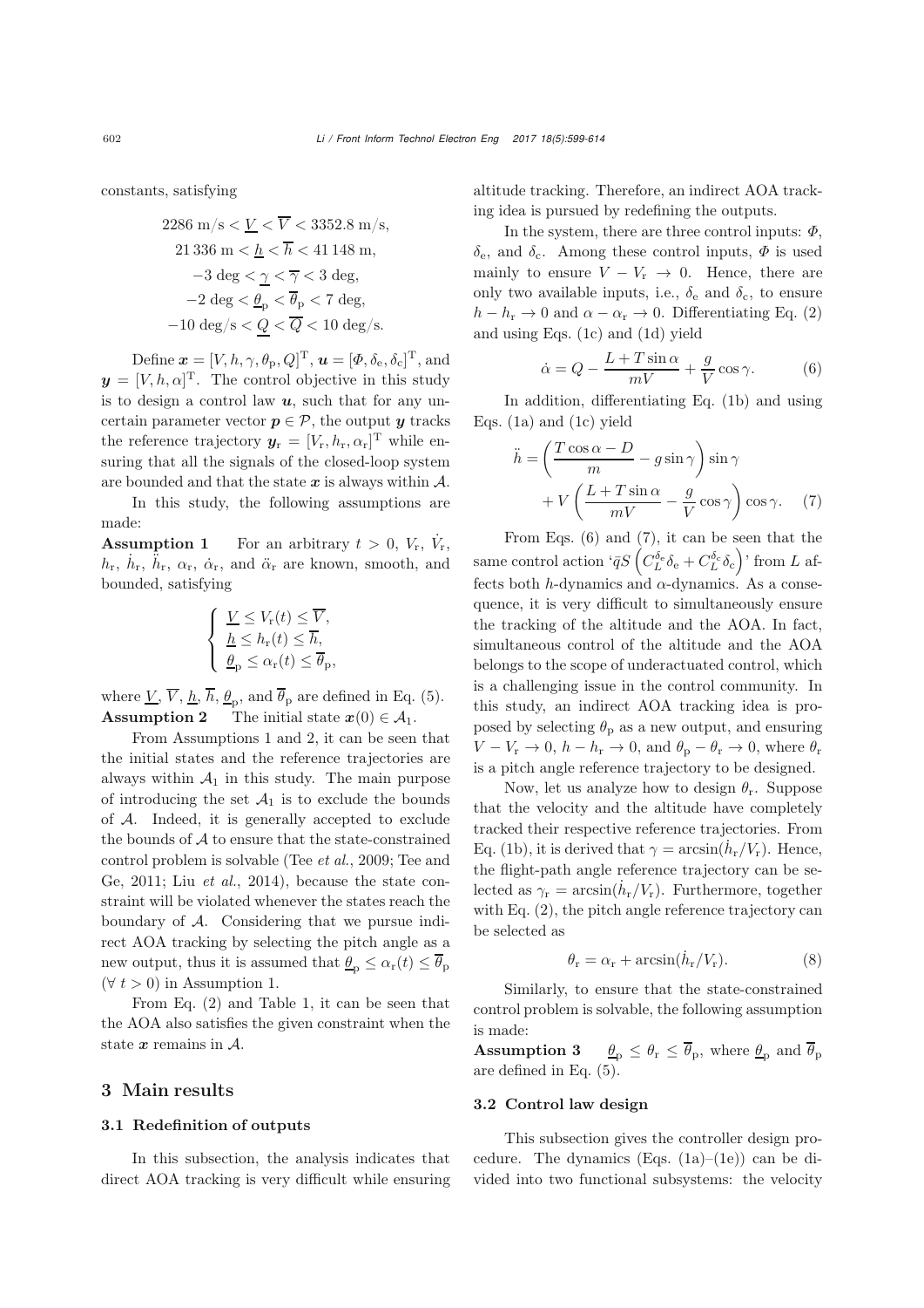constants, satisfying

$$
\begin{gathered}
2286\ \text{m/s} < \underline{V} < \overline{V} < 3352.8\ \text{m/s}, \\
21\,336\ \text{m} < \underline{h} < \overline{h} < 41\,148\ \text{m}, \\
-3\ \text{deg} < \underline{\gamma} < \overline{\gamma} < 3\ \text{deg}, \\
-2\ \text{deg} < \underline{\theta}_{\text{p}} < \overline{\theta}_{\text{p}} < 7\ \text{deg}, \\
-10\ \text{deg/s} < \underline{Q} < \overline{Q} < 10\ \text{deg/s}.
\end{gathered}
$$

Define $\boldsymbol{x} = [V, h, \gamma, \theta_{\text{p}}, Q]^{\text{T}}$, $\boldsymbol{u} = [\Phi, \delta_{\text{e}}, \delta_{\text{c}}]^{\text{T}}$, and $\boldsymbol{y} = [V, h, \alpha]^{\text{T}}$. The control objective in this study is to design a control law $\boldsymbol{u}$, such that for any uncertain parameter vector $\boldsymbol{p} \in \mathcal{P}$, the output $\boldsymbol{y}$ tracks the reference trajectory $\boldsymbol{y}_{\text{r}} = [V_{\text{r}}, h_{\text{r}}, \alpha_{\text{r}}]^{\text{T}}$ while ensuring that all the signals of the closed-loop system are bounded and that the state $\boldsymbol{x}$ is always within $\mathcal{A}$.

In this study, the following assumptions are made:

**Assumption 1** For an arbitrary $t > 0$, $V_{\text{r}}$, $\dot{V}_{\text{r}}$, $h_{\text{r}}$, $\dot{h}_{\text{r}}$, $\ddot{h}_{\text{r}}$, $\alpha_{\text{r}}$, $\dot{\alpha}_{\text{r}}$, and $\ddot{\alpha}_{\text{r}}$ are known, smooth, and bounded, satisfying

$$
\begin{cases}
\underline{V} \le V_{\text{r}}(t) \le \overline{V}, \\
\underline{h} \le h_{\text{r}}(t) \le \overline{h}, \\
\underline{\theta}_{\text{p}} \le \alpha_{\text{r}}(t) \le \overline{\theta}_{\text{p}},
\end{cases}
$$

where $\underline{V}$, $\overline{V}$, $\underline{h}$, $\overline{h}$, $\underline{\theta}_{\text{p}}$, and $\overline{\theta}_{\text{p}}$ are defined in Eq. (5).

**Assumption 2** The initial state $\boldsymbol{x}(0) \in \mathcal{A}_1$.

From Assumptions 1 and 2, it can be seen that the initial states and the reference trajectories are always within $\mathcal{A}_1$ in this study. The main purpose of introducing the set $\mathcal{A}_1$ is to exclude the bounds of $\mathcal{A}$. Indeed, it is generally accepted to exclude the bounds of $\mathcal{A}$ to ensure that the state-constrained control problem is solvable (Tee *et al.*, 2009; Tee and Ge, 2011; Liu *et al.*, 2014), because the state constraint will be violated whenever the states reach the boundary of $\mathcal{A}$. Considering that we pursue indirect AOA tracking by selecting the pitch angle as a new output, thus it is assumed that $\underline{\theta}_{\text{p}} \le \alpha_{\text{r}}(t) \le \overline{\theta}_{\text{p}}$ ($\forall\, t > 0$) in Assumption 1.

From Eq. (2) and Table 1, it can be seen that the AOA also satisfies the given constraint when the state $\boldsymbol{x}$ remains in $\mathcal{A}$.

## 3 Main results

### 3.1 Redefinition of outputs

In this subsection, the analysis indicates that direct AOA tracking is very difficult while ensuring altitude tracking. Therefore, an indirect AOA tracking idea is pursued by redefining the outputs.

In the system, there are three control inputs: $\Phi$, $\delta_{\text{e}}$, and $\delta_{\text{c}}$. Among these control inputs, $\Phi$ is used mainly to ensure $V - V_{\text{r}} \to 0$. Hence, there are only two available inputs, i.e., $\delta_{\text{e}}$ and $\delta_{\text{c}}$, to ensure $h - h_{\text{r}} \to 0$ and $\alpha - \alpha_{\text{r}} \to 0$. Differentiating Eq. (2) and using Eqs. (1c) and (1d) yield

$$
\dot{\alpha} = Q - \frac{L + T\sin\alpha}{mV} + \frac{g}{V}\cos\gamma. \tag{6}
$$

In addition, differentiating Eq. (1b) and using Eqs. (1a) and (1c) yield

$$
\ddot{h} = \left(\frac{T\cos\alpha - D}{m} - g\sin\gamma\right)\sin\gamma + V\left(\frac{L + T\sin\alpha}{mV} - \frac{g}{V}\cos\gamma\right)\cos\gamma. \tag{7}
$$

From Eqs. (6) and (7), it can be seen that the same control action '$\bar{q}S\left(C_L^{\delta_{\text{e}}}\delta_{\text{e}} + C_L^{\delta_{\text{c}}}\delta_{\text{c}}\right)$' from $L$ affects both $h$-dynamics and $\alpha$-dynamics. As a consequence, it is very difficult to simultaneously ensure the tracking of the altitude and the AOA. In fact, simultaneous control of the altitude and the AOA belongs to the scope of underactuated control, which is a challenging issue in the control community. In this study, an indirect AOA tracking idea is proposed by selecting $\theta_{\text{p}}$ as a new output, and ensuring $V - V_{\text{r}} \to 0$, $h - h_{\text{r}} \to 0$, and $\theta_{\text{p}} - \theta_{\text{r}} \to 0$, where $\theta_{\text{r}}$ is a pitch angle reference trajectory to be designed.

Now, let us analyze how to design $\theta_{\text{r}}$. Suppose that the velocity and the altitude have completely tracked their respective reference trajectories. From Eq. (1b), it is derived that $\gamma = \arcsin(\dot{h}_{\text{r}}/V_{\text{r}})$. Hence, the flight-path angle reference trajectory can be selected as $\gamma_{\text{r}} = \arcsin(\dot{h}_{\text{r}}/V_{\text{r}})$. Furthermore, together with Eq. (2), the pitch angle reference trajectory can be selected as

$$
\theta_{\text{r}} = \alpha_{\text{r}} + \arcsin(\dot{h}_{\text{r}}/V_{\text{r}}). \tag{8}
$$

Similarly, to ensure that the state-constrained control problem is solvable, the following assumption is made:

**Assumption 3** $\underline{\theta}_{\text{p}} \le \theta_{\text{r}} \le \overline{\theta}_{\text{p}}$, where $\underline{\theta}_{\text{p}}$ and $\overline{\theta}_{\text{p}}$ are defined in Eq. (5).

### 3.2 Control law design

This subsection gives the controller design procedure. The dynamics (Eqs. (1a)–(1e)) can be divided into two functional subsystems: the velocity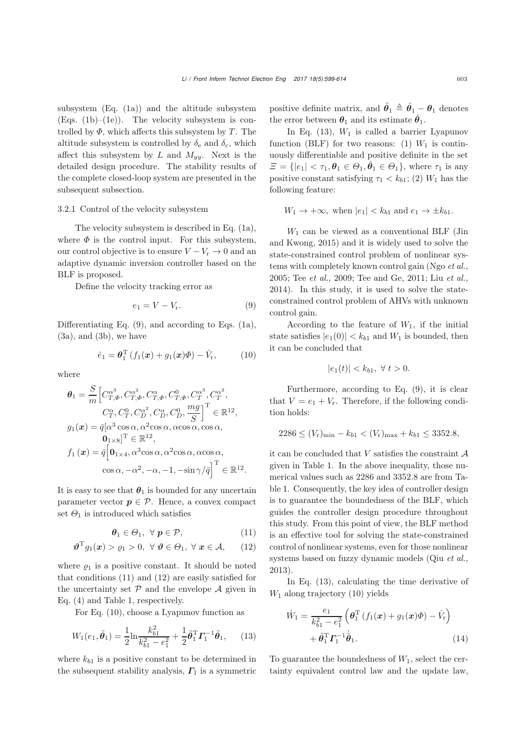subsystem (Eq. (1a)) and the altitude subsystem (Eqs. (1b)–(1e)). The velocity subsystem is controlled by $\Phi$, which affects this subsystem by $T$. The altitude subsystem is controlled by $\delta_{\rm e}$ and $\delta_{\rm c}$, which affect this subsystem by $L$ and $M_{yy}$. Next is the detailed design procedure. The stability results of the complete closed-loop system are presented in the subsequent subsection.

#### 3.2.1 Control of the velocity subsystem

The velocity subsystem is described in Eq. (1a), where $\Phi$ is the control input. For this subsystem, our control objective is to ensure $V - V_{\rm r} \to 0$ and an adaptive dynamic inversion controller based on the BLF is proposed.

Define the velocity tracking error as

$$e_1 = V - V_{\rm r}. \tag{9}$$

Differentiating Eq. (9), and according to Eqs. (1a), (3a), and (3b), we have

$$\dot{e}_1 = \boldsymbol{\theta}_1^{\rm T}\left(f_1(\boldsymbol{x}) + g_1(\boldsymbol{x})\Phi\right) - \dot{V}_{\rm r}, \tag{10}$$

where

$$\begin{aligned}
\boldsymbol{\theta}_1 = \frac{S}{m}\Big[&C_{T,\Phi}^{\alpha^3}, C_{T,\Phi}^{\alpha^2}, C_{T,\Phi}^{\alpha}, C_{T,\Phi}^{0}, C_{T}^{\alpha^3}, C_{T}^{\alpha^2},\\
&C_{T}^{\alpha}, C_{T}^{0}, C_{D}^{\alpha^2}, C_{D}^{\alpha}, C_{D}^{0}, \frac{mg}{S}\Big]^{\rm T} \in \mathbb{R}^{12},\\
g_1(\boldsymbol{x}) = \bar{q}[&\alpha^3\cos\alpha, \alpha^2\cos\alpha, \alpha\cos\alpha, \cos\alpha,\\
&\boldsymbol{0}_{1\times 8}]^{\rm T} \in \mathbb{R}^{12},\\
f_1(\boldsymbol{x}) = \bar{q}\Big[&\boldsymbol{0}_{1\times 4}, \alpha^3\cos\alpha, \alpha^2\cos\alpha, \alpha\cos\alpha,\\
&\cos\alpha, -\alpha^2, -\alpha, -1, -\sin\gamma/\bar{q}\Big]^{\rm T} \in \mathbb{R}^{12}.
\end{aligned}$$

It is easy to see that $\boldsymbol{\theta}_1$ is bounded for any uncertain parameter vector $\boldsymbol{p} \in \mathcal{P}$. Hence, a convex compact set $\Theta_1$ is introduced which satisfies

$$\boldsymbol{\theta}_1 \in \Theta_1,\ \forall\, \boldsymbol{p} \in \mathcal{P}, \tag{11}$$

$$\boldsymbol{\vartheta}^{\rm T} g_1(\boldsymbol{x}) > \varrho_1 > 0,\ \forall\, \boldsymbol{\vartheta} \in \Theta_1,\ \forall\, \boldsymbol{x} \in \mathcal{A}, \tag{12}$$

where $\varrho_1$ is a positive constant. It should be noted that conditions (11) and (12) are easily satisfied for the uncertainty set $\mathcal{P}$ and the envelope $\mathcal{A}$ given in Eq. (4) and Table 1, respectively.

For Eq. (10), choose a Lyapunov function as

$$W_1(e_1, \tilde{\boldsymbol{\theta}}_1) = \frac{1}{2}\ln\frac{k_{b1}^2}{k_{b1}^2 - e_1^2} + \frac{1}{2}\tilde{\boldsymbol{\theta}}_1^{\rm T}\boldsymbol{\Gamma}_1^{-1}\tilde{\boldsymbol{\theta}}_1, \tag{13}$$

where $k_{b1}$ is a positive constant to be determined in the subsequent stability analysis, $\boldsymbol{\Gamma}_1$ is a symmetric positive definite matrix, and $\tilde{\boldsymbol{\theta}}_1 \triangleq \hat{\boldsymbol{\theta}}_1 - \boldsymbol{\theta}_1$ denotes the error between $\boldsymbol{\theta}_1$ and its estimate $\hat{\boldsymbol{\theta}}_1$.

In Eq. (13), $W_1$ is called a barrier Lyapunov function (BLF) for two reasons: (1) $W_1$ is continuously differentiable and positive definite in the set $\Xi = \{|e_1| < \tau_1, \boldsymbol{\theta}_1 \in \Theta_1, \hat{\boldsymbol{\theta}}_1 \in \Theta_1\}$, where $\tau_1$ is any positive constant satisfying $\tau_1 < k_{b1}$; (2) $W_1$ has the following feature:

$$W_1 \to +\infty,\ \text{when } |e_1| < k_{b1} \text{ and } e_1 \to \pm k_{b1}.$$

$W_1$ can be viewed as a conventional BLF (Jin and Kwong, 2015) and it is widely used to solve the state-constrained control problem of nonlinear systems with completely known control gain (Ngo *et al.*, 2005; Tee *et al.*, 2009; Tee and Ge, 2011; Liu *et al.*, 2014). In this study, it is used to solve the state-constrained control problem of AHVs with unknown control gain.

According to the feature of $W_1$, if the initial state satisfies $|e_1(0)| < k_{b1}$ and $W_1$ is bounded, then it can be concluded that

$$|e_1(t)| < k_{b1},\ \forall\, t > 0.$$

Furthermore, according to Eq. (9), it is clear that $V = e_1 + V_{\rm r}$. Therefore, if the following condition holds:

$$2286 \le (V_{\rm r})_{\min} - k_{b1} < (V_{\rm r})_{\max} + k_{b1} \le 3352.8,$$

it can be concluded that $V$ satisfies the constraint $\mathcal{A}$ given in Table 1. In the above inequality, those numerical values such as 2286 and 3352.8 are from Table 1. Consequently, the key idea of controller design is to guarantee the boundedness of the BLF, which guides the controller design procedure throughout this study. From this point of view, the BLF method is an effective tool for solving the state-constrained control of nonlinear systems, even for those nonlinear systems based on fuzzy dynamic models (Qiu *et al.*, 2013).

In Eq. (13), calculating the time derivative of $W_1$ along trajectory (10) yields

$$\begin{aligned}
\dot{W}_1 = &\frac{e_1}{k_{b1}^2 - e_1^2}\left(\boldsymbol{\theta}_1^{\rm T}\left(f_1(\boldsymbol{x}) + g_1(\boldsymbol{x})\Phi\right) - \dot{V}_{\rm r}\right)\\
&+ \tilde{\boldsymbol{\theta}}_1^{\rm T}\boldsymbol{\Gamma}_1^{-1}\dot{\hat{\boldsymbol{\theta}}}_1.
\end{aligned} \tag{14}$$

To guarantee the boundedness of $W_1$, select the certainty equivalent control law and the update law,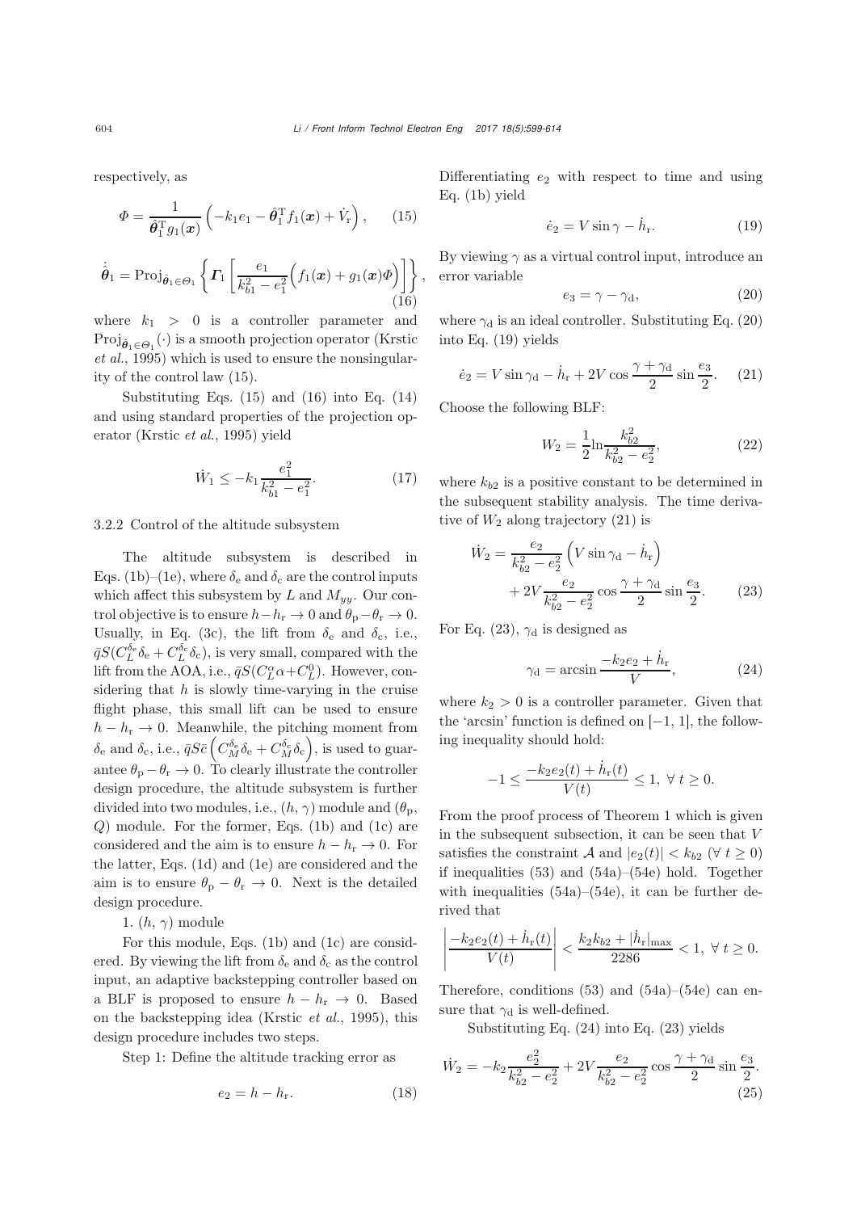respectively, as

$$\Phi = \frac{1}{\hat{\boldsymbol{\theta}}_1^{\mathrm{T}} g_1(\boldsymbol{x})} \left( -k_1 e_1 - \hat{\boldsymbol{\theta}}_1^{\mathrm{T}} f_1(\boldsymbol{x}) + \dot{V}_{\mathrm{r}} \right), \tag{15}$$

$$\dot{\hat{\boldsymbol{\theta}}}_1 = \mathrm{Proj}_{\hat{\boldsymbol{\theta}}_1 \in \Theta_1} \left\{ \boldsymbol{\Gamma}_1 \left[ \frac{e_1}{k_{b1}^2 - e_1^2} \Big( f_1(\boldsymbol{x}) + g_1(\boldsymbol{x}) \Phi \Big) \right] \right\}, \tag{16}$$

where $k_1 > 0$ is a controller parameter and $\mathrm{Proj}_{\hat{\boldsymbol{\theta}}_1 \in \Theta_1}(\cdot)$ is a smooth projection operator (Krstic *et al.*, 1995) which is used to ensure the nonsingularity of the control law (15).

Substituting Eqs. (15) and (16) into Eq. (14) and using standard properties of the projection operator (Krstic *et al.*, 1995) yield

$$\dot{W}_1 \leq -k_1 \frac{e_1^2}{k_{b1}^2 - e_1^2}. \tag{17}$$

3.2.2 Control of the altitude subsystem

The altitude subsystem is described in Eqs. (1b)–(1e), where $\delta_{\mathrm{e}}$ and $\delta_{\mathrm{c}}$ are the control inputs which affect this subsystem by $L$ and $M_{yy}$. Our control objective is to ensure $h - h_{\mathrm{r}} \to 0$ and $\theta_{\mathrm{p}} - \theta_{\mathrm{r}} \to 0$. Usually, in Eq. (3c), the lift from $\delta_{\mathrm{e}}$ and $\delta_{\mathrm{c}}$, i.e., $\bar{q} S (C_L^{\delta_{\mathrm{e}}} \delta_{\mathrm{e}} + C_L^{\delta_{\mathrm{c}}} \delta_{\mathrm{c}})$, is very small, compared with the lift from the AOA, i.e., $\bar{q} S (C_L^{\alpha} \alpha + C_L^0)$. However, considering that $h$ is slowly time-varying in the cruise flight phase, this small lift can be used to ensure $h - h_{\mathrm{r}} \to 0$. Meanwhile, the pitching moment from $\delta_{\mathrm{e}}$ and $\delta_{\mathrm{c}}$, i.e., $\bar{q} S \bar{c} \left( C_M^{\delta_{\mathrm{e}}} \delta_{\mathrm{e}} + C_M^{\delta_{\mathrm{c}}} \delta_{\mathrm{c}} \right)$, is used to guarantee $\theta_{\mathrm{p}} - \theta_{\mathrm{r}} \to 0$. To clearly illustrate the controller design procedure, the altitude subsystem is further divided into two modules, i.e., $(h, \gamma)$ module and $(\theta_{\mathrm{p}}, Q)$ module. For the former, Eqs. (1b) and (1c) are considered and the aim is to ensure $h - h_{\mathrm{r}} \to 0$. For the latter, Eqs. (1d) and (1e) are considered and the aim is to ensure $\theta_{\mathrm{p}} - \theta_{\mathrm{r}} \to 0$. Next is the detailed design procedure.

1. $(h, \gamma)$ module

For this module, Eqs. (1b) and (1c) are considered. By viewing the lift from $\delta_{\mathrm{e}}$ and $\delta_{\mathrm{c}}$ as the control input, an adaptive backstepping controller based on a BLF is proposed to ensure $h - h_{\mathrm{r}} \to 0$. Based on the backstepping idea (Krstic *et al.*, 1995), this design procedure includes two steps.

Step 1: Define the altitude tracking error as

$$e_2 = h - h_{\mathrm{r}}. \tag{18}$$

Differentiating $e_2$ with respect to time and using Eq. (1b) yield

$$\dot{e}_2 = V \sin \gamma - \dot{h}_{\mathrm{r}}. \tag{19}$$

By viewing $\gamma$ as a virtual control input, introduce an error variable

$$e_3 = \gamma - \gamma_{\mathrm{d}}, \tag{20}$$

where $\gamma_{\mathrm{d}}$ is an ideal controller. Substituting Eq. (20) into Eq. (19) yields

$$\dot{e}_2 = V \sin \gamma_{\mathrm{d}} - \dot{h}_{\mathrm{r}} + 2V \cos \frac{\gamma + \gamma_{\mathrm{d}}}{2} \sin \frac{e_3}{2}. \tag{21}$$

Choose the following BLF:

$$W_2 = \frac{1}{2} \ln \frac{k_{b2}^2}{k_{b2}^2 - e_2^2}, \tag{22}$$

where $k_{b2}$ is a positive constant to be determined in the subsequent stability analysis. The time derivative of $W_2$ along trajectory (21) is

$$\dot{W}_2 = \frac{e_2}{k_{b2}^2 - e_2^2} \left( V \sin \gamma_{\mathrm{d}} - \dot{h}_{\mathrm{r}} \right) + 2V \frac{e_2}{k_{b2}^2 - e_2^2} \cos \frac{\gamma + \gamma_{\mathrm{d}}}{2} \sin \frac{e_3}{2}. \tag{23}$$

For Eq. (23), $\gamma_{\mathrm{d}}$ is designed as

$$\gamma_{\mathrm{d}} = \arcsin \frac{-k_2 e_2 + \dot{h}_{\mathrm{r}}}{V}, \tag{24}$$

where $k_2 > 0$ is a controller parameter. Given that the 'arcsin' function is defined on $[-1, 1]$, the following inequality should hold:

$$-1 \leq \frac{-k_2 e_2(t) + \dot{h}_{\mathrm{r}}(t)}{V(t)} \leq 1, \ \forall \ t \geq 0.$$

From the proof process of Theorem 1 which is given in the subsequent subsection, it can be seen that $V$ satisfies the constraint $\mathcal{A}$ and $|e_2(t)| < k_{b2}$ $(\forall \ t \geq 0)$ if inequalities (53) and (54a)–(54e) hold. Together with inequalities (54a)–(54e), it can be further derived that

$$\left| \frac{-k_2 e_2(t) + \dot{h}_{\mathrm{r}}(t)}{V(t)} \right| < \frac{k_2 k_{b2} + |\dot{h}_{\mathrm{r}}|_{\max}}{2286} < 1, \ \forall \ t \geq 0.$$

Therefore, conditions (53) and (54a)–(54e) can ensure that $\gamma_{\mathrm{d}}$ is well-defined.

Substituting Eq. (24) into Eq. (23) yields

$$\dot{W}_2 = -k_2 \frac{e_2^2}{k_{b2}^2 - e_2^2} + 2V \frac{e_2}{k_{b2}^2 - e_2^2} \cos \frac{\gamma + \gamma_{\mathrm{d}}}{2} \sin \frac{e_3}{2}. \tag{25}$$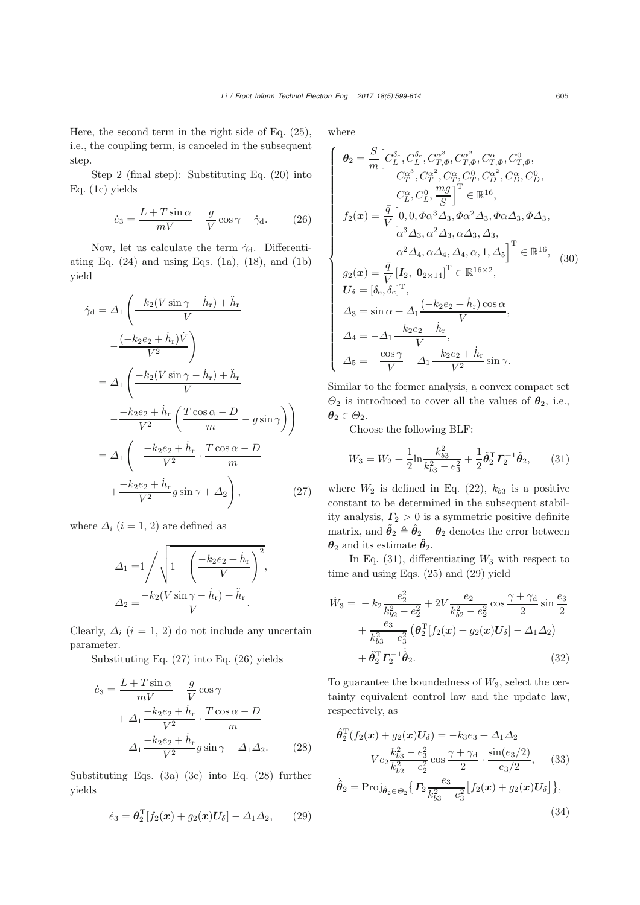Here, the second term in the right side of Eq. (25), i.e., the coupling term, is canceled in the subsequent step.

Step 2 (final step): Substituting Eq. (20) into Eq. (1c) yields

$$\dot{e}_3 = \frac{L + T\sin\alpha}{mV} - \frac{g}{V}\cos\gamma - \dot{\gamma}_{\rm d}. \tag{26}$$

Now, let us calculate the term $\dot{\gamma}_{\rm d}$. Differentiating Eq. (24) and using Eqs. (1a), (18), and (1b) yield

$$\begin{aligned}
\dot{\gamma}_{\rm d} &= \Delta_1\left(\frac{-k_2(V\sin\gamma - \dot{h}_{\rm r}) + \ddot{h}_{\rm r}}{V} - \frac{(-k_2e_2 + \dot{h}_{\rm r})\dot{V}}{V^2}\right) \\
&= \Delta_1\left(\frac{-k_2(V\sin\gamma - \dot{h}_{\rm r}) + \ddot{h}_{\rm r}}{V} - \frac{-k_2e_2 + \dot{h}_{\rm r}}{V^2}\left(\frac{T\cos\alpha - D}{m} - g\sin\gamma\right)\right) \\
&= \Delta_1\left(-\frac{-k_2e_2 + \dot{h}_{\rm r}}{V^2}\cdot\frac{T\cos\alpha - D}{m} + \frac{-k_2e_2 + \dot{h}_{\rm r}}{V^2}g\sin\gamma + \Delta_2\right),
\end{aligned} \tag{27}$$

where $\Delta_i$ $(i=1, 2)$ are defined as

$$\Delta_1 = 1\Bigg/\sqrt{1 - \left(\frac{-k_2e_2 + \dot{h}_{\rm r}}{V}\right)^2},$$

$$\Delta_2 = \frac{-k_2(V\sin\gamma - \dot{h}_{\rm r}) + \ddot{h}_{\rm r}}{V}.$$

Clearly, $\Delta_i$ $(i=1, 2)$ do not include any uncertain parameter.

Substituting Eq. (27) into Eq. (26) yields

$$\begin{aligned}
\dot{e}_3 = &\frac{L + T\sin\alpha}{mV} - \frac{g}{V}\cos\gamma \\
&+ \Delta_1\frac{-k_2e_2 + \dot{h}_{\rm r}}{V^2}\cdot\frac{T\cos\alpha - D}{m} \\
&- \Delta_1\frac{-k_2e_2 + \dot{h}_{\rm r}}{V^2}g\sin\gamma - \Delta_1\Delta_2.
\end{aligned} \tag{28}$$

Substituting Eqs. (3a)–(3c) into Eq. (28) further yields

$$\dot{e}_3 = \boldsymbol{\theta}_2^{\rm T}[f_2(\boldsymbol{x}) + g_2(\boldsymbol{x})\boldsymbol{U}_\delta] - \Delta_1\Delta_2, \tag{29}$$

where

$$\left\{\begin{aligned}
&\boldsymbol{\theta}_2 = \frac{S}{m}\Big[C_L^{\delta_{\rm e}}, C_L^{\delta_{\rm c}}, C_{T,\Phi}^{\alpha^3}, C_{T,\Phi}^{\alpha^2}, C_{T,\Phi}^{\alpha}, C_{T,\Phi}^{0}, \\
&\qquad C_T^{\alpha^3}, C_T^{\alpha^2}, C_T^{\alpha}, C_T^{0}, C_D^{\alpha^2}, C_D^{\alpha}, C_D^{0}, \\
&\qquad C_L^{\alpha}, C_L^{0}, \frac{mg}{S}\Big]^{\rm T} \in \mathbb{R}^{16}, \\
&f_2(\boldsymbol{x}) = \frac{\bar{q}}{V}\Big[0, 0, \Phi\alpha^3\Delta_3, \Phi\alpha^2\Delta_3, \Phi\alpha\Delta_3, \Phi\Delta_3, \\
&\qquad \alpha^3\Delta_3, \alpha^2\Delta_3, \alpha\Delta_3, \Delta_3, \\
&\qquad \alpha^2\Delta_4, \alpha\Delta_4, \Delta_4, \alpha, 1, \Delta_5\Big]^{\rm T} \in \mathbb{R}^{16}, \\
&g_2(\boldsymbol{x}) = \frac{\bar{q}}{V}\left[\boldsymbol{I}_2,\ \boldsymbol{0}_{2\times 14}\right]^{\rm T} \in \mathbb{R}^{16\times 2}, \\
&\boldsymbol{U}_\delta = [\delta_{\rm e}, \delta_{\rm c}]^{\rm T}, \\
&\Delta_3 = \sin\alpha + \Delta_1\frac{(-k_2e_2 + \dot{h}_{\rm r})\cos\alpha}{V}, \\
&\Delta_4 = -\Delta_1\frac{-k_2e_2 + \dot{h}_{\rm r}}{V}, \\
&\Delta_5 = -\frac{\cos\gamma}{V} - \Delta_1\frac{-k_2e_2 + \dot{h}_{\rm r}}{V^2}\sin\gamma.
\end{aligned}\right. \tag{30}$$

Similar to the former analysis, a convex compact set $\Theta_2$ is introduced to cover all the values of $\boldsymbol{\theta}_2$, i.e., $\boldsymbol{\theta}_2 \in \Theta_2$.

Choose the following BLF:

$$W_3 = W_2 + \frac{1}{2}\ln\frac{k_{b3}^2}{k_{b3}^2 - e_3^2} + \frac{1}{2}\tilde{\boldsymbol{\theta}}_2^{\rm T}\boldsymbol{\Gamma}_2^{-1}\tilde{\boldsymbol{\theta}}_2, \tag{31}$$

where $W_2$ is defined in Eq. (22), $k_{b3}$ is a positive constant to be determined in the subsequent stability analysis, $\boldsymbol{\Gamma}_2 > 0$ is a symmetric positive definite matrix, and $\tilde{\boldsymbol{\theta}}_2 \triangleq \hat{\boldsymbol{\theta}}_2 - \boldsymbol{\theta}_2$ denotes the error between $\boldsymbol{\theta}_2$ and its estimate $\hat{\boldsymbol{\theta}}_2$.

In Eq. (31), differentiating $W_3$ with respect to time and using Eqs. (25) and (29) yield

$$\begin{aligned}
\dot{W}_3 = &-k_2\frac{e_2^2}{k_{b2}^2 - e_2^2} + 2V\frac{e_2}{k_{b2}^2 - e_2^2}\cos\frac{\gamma + \gamma_{\rm d}}{2}\sin\frac{e_3}{2} \\
&+ \frac{e_3}{k_{b3}^2 - e_3^2}\left(\boldsymbol{\theta}_2^{\rm T}[f_2(\boldsymbol{x}) + g_2(\boldsymbol{x})\boldsymbol{U}_\delta] - \Delta_1\Delta_2\right) \\
&+ \tilde{\boldsymbol{\theta}}_2^{\rm T}\boldsymbol{\Gamma}_2^{-1}\dot{\hat{\boldsymbol{\theta}}}_2.
\end{aligned} \tag{32}$$

To guarantee the boundedness of $W_3$, select the certainty equivalent control law and the update law, respectively, as

$$\begin{aligned}
\hat{\boldsymbol{\theta}}_2^{\rm T}(f_2(\boldsymbol{x}) + g_2(\boldsymbol{x})\boldsymbol{U}_\delta) = &-k_3e_3 + \Delta_1\Delta_2 \\
&- Ve_2\frac{k_{b3}^2 - e_3^2}{k_{b2}^2 - e_2^2}\cos\frac{\gamma + \gamma_{\rm d}}{2}\cdot\frac{\sin(e_3/2)}{e_3/2},
\end{aligned} \tag{33}$$

$$\dot{\hat{\boldsymbol{\theta}}}_2 = {\rm Proj}_{\hat{\boldsymbol{\theta}}_2\in\Theta_2}\left\{\boldsymbol{\Gamma}_2\frac{e_3}{k_{b3}^2 - e_3^2}\left[f_2(\boldsymbol{x}) + g_2(\boldsymbol{x})\boldsymbol{U}_\delta\right]\right\}, \tag{34}$$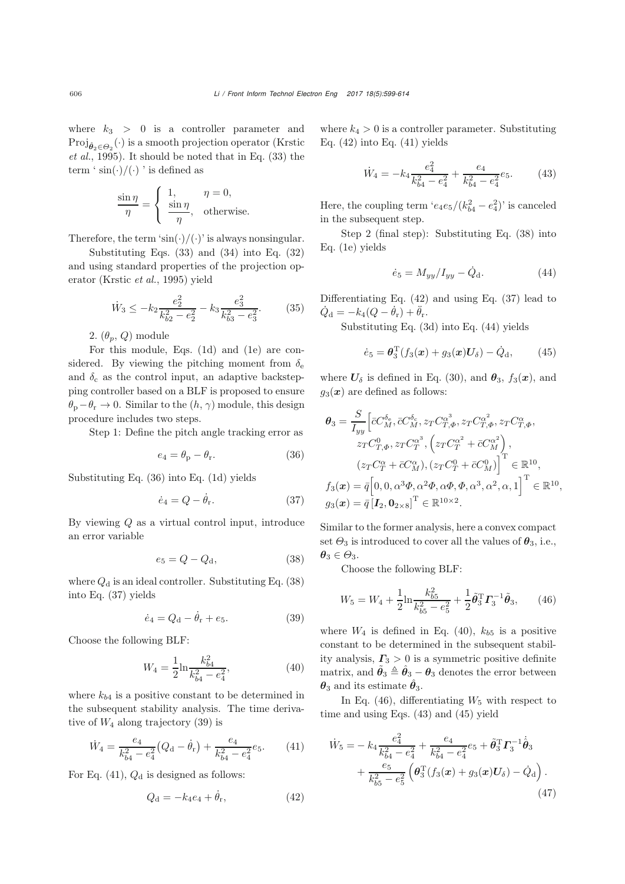where $k_3 > 0$ is a controller parameter and $\mathrm{Proj}_{\hat{\boldsymbol{\theta}}_2 \in \Theta_2}(\cdot)$ is a smooth projection operator (Krstic *et al.*, 1995). It should be noted that in Eq. (33) the term ' $\sin(\cdot)/(\cdot)$ ' is defined as

$$
\frac{\sin\eta}{\eta} = \begin{cases} 1, & \eta = 0, \\ \dfrac{\sin\eta}{\eta}, & \text{otherwise.} \end{cases}
$$

Therefore, the term '$\sin(\cdot)/(\cdot)$' is always nonsingular.

Substituting Eqs. (33) and (34) into Eq. (32) and using standard properties of the projection operator (Krstic *et al.*, 1995) yield

$$
\dot{W}_3 \leq -k_2 \frac{e_2^2}{k_{b2}^2 - e_2^2} - k_3 \frac{e_3^2}{k_{b3}^2 - e_3^2}. \tag{35}
$$

2. $(\theta_p, Q)$ module

For this module, Eqs. (1d) and (1e) are considered. By viewing the pitching moment from $\delta_e$ and $\delta_c$ as the control input, an adaptive backstepping controller based on a BLF is proposed to ensure $\theta_p - \theta_r \to 0$. Similar to the $(h, \gamma)$ module, this design procedure includes two steps.

Step 1: Define the pitch angle tracking error as

$$
e_4 = \theta_p - \theta_r. \tag{36}
$$

Substituting Eq. (36) into Eq. (1d) yields

$$
\dot{e}_4 = Q - \dot{\theta}_r. \tag{37}
$$

By viewing $Q$ as a virtual control input, introduce an error variable

$$
e_5 = Q - Q_d, \tag{38}
$$

where $Q_d$ is an ideal controller. Substituting Eq. (38) into Eq. (37) yields

$$
\dot{e}_4 = Q_d - \dot{\theta}_r + e_5. \tag{39}
$$

Choose the following BLF:

$$
W_4 = \frac{1}{2} \ln \frac{k_{b4}^2}{k_{b4}^2 - e_4^2}, \tag{40}
$$

where $k_{b4}$ is a positive constant to be determined in the subsequent stability analysis. The time derivative of $W_4$ along trajectory (39) is

$$
\dot{W}_4 = \frac{e_4}{k_{b4}^2 - e_4^2}\left(Q_d - \dot{\theta}_r\right) + \frac{e_4}{k_{b4}^2 - e_4^2} e_5. \tag{41}
$$

For Eq. (41), $Q_d$ is designed as follows:

$$
Q_d = -k_4 e_4 + \dot{\theta}_r, \tag{42}
$$

where $k_4 > 0$ is a controller parameter. Substituting Eq. (42) into Eq. (41) yields

$$
\dot{W}_4 = -k_4 \frac{e_4^2}{k_{b4}^2 - e_4^2} + \frac{e_4}{k_{b4}^2 - e_4^2} e_5. \tag{43}
$$

Here, the coupling term '$e_4 e_5/(k_{b4}^2 - e_4^2)$' is canceled in the subsequent step.

Step 2 (final step): Substituting Eq. (38) into Eq. (1e) yields

$$
\dot{e}_5 = M_{yy}/I_{yy} - \dot{Q}_d. \tag{44}
$$

Differentiating Eq. (42) and using Eq. (37) lead to $\dot{Q}_d = -k_4(Q - \dot{\theta}_r) + \ddot{\theta}_r$.

Substituting Eq. (3d) into Eq. (44) yields

$$
\dot{e}_5 = \boldsymbol{\theta}_3^{\mathrm{T}}(f_3(\boldsymbol{x}) + g_3(\boldsymbol{x})\boldsymbol{U}_\delta) - \dot{Q}_d, \tag{45}
$$

where $\boldsymbol{U}_\delta$ is defined in Eq. (30), and $\boldsymbol{\theta}_3$, $f_3(\boldsymbol{x})$, and $g_3(\boldsymbol{x})$ are defined as follows:

$$
\begin{aligned}
\boldsymbol{\theta}_3 = \frac{S}{I_{yy}} \Big[ & \bar{c}C_M^{\delta_e}, \bar{c}C_M^{\delta_c}, z_T C_{T,\Phi}^{\alpha^3}, z_T C_{T,\Phi}^{\alpha^2}, z_T C_{T,\Phi}^{\alpha}, \\
& z_T C_{T,\Phi}^{0}, z_T C_T^{\alpha^3}, \left(z_T C_T^{\alpha^2} + \bar{c}C_M^{\alpha^2}\right), \\
& (z_T C_T^{\alpha} + \bar{c}C_M^{\alpha}), (z_T C_T^{0} + \bar{c}C_M^{0}) \Big]^{\mathrm{T}} \in \mathbb{R}^{10}, \\
f_3(\boldsymbol{x}) = \bar{q} \Big[ & 0, 0, \alpha^3\Phi, \alpha^2\Phi, \alpha\Phi, \Phi, \alpha^3, \alpha^2, \alpha, 1 \Big]^{\mathrm{T}} \in \mathbb{R}^{10}, \\
g_3(\boldsymbol{x}) = \bar{q} & \left[\boldsymbol{I}_2, \boldsymbol{0}_{2\times 8}\right]^{\mathrm{T}} \in \mathbb{R}^{10\times 2}.
\end{aligned}
$$

Similar to the former analysis, here a convex compact set $\Theta_3$ is introduced to cover all the values of $\boldsymbol{\theta}_3$, i.e., $\boldsymbol{\theta}_3 \in \Theta_3$.

Choose the following BLF:

$$
W_5 = W_4 + \frac{1}{2} \ln \frac{k_{b5}^2}{k_{b5}^2 - e_5^2} + \frac{1}{2} \tilde{\boldsymbol{\theta}}_3^{\mathrm{T}} \boldsymbol{\Gamma}_3^{-1} \tilde{\boldsymbol{\theta}}_3, \tag{46}
$$

where $W_4$ is defined in Eq. (40), $k_{b5}$ is a positive constant to be determined in the subsequent stability analysis, $\boldsymbol{\Gamma}_3 > 0$ is a symmetric positive definite matrix, and $\tilde{\boldsymbol{\theta}}_3 \triangleq \hat{\boldsymbol{\theta}}_3 - \boldsymbol{\theta}_3$ denotes the error between $\boldsymbol{\theta}_3$ and its estimate $\hat{\boldsymbol{\theta}}_3$.

In Eq. (46), differentiating $W_5$ with respect to time and using Eqs. (43) and (45) yield

$$
\begin{aligned}
\dot{W}_5 = & -k_4 \frac{e_4^2}{k_{b4}^2 - e_4^2} + \frac{e_4}{k_{b4}^2 - e_4^2} e_5 + \tilde{\boldsymbol{\theta}}_3^{\mathrm{T}} \boldsymbol{\Gamma}_3^{-1} \dot{\hat{\boldsymbol{\theta}}}_3 \\
& + \frac{e_5}{k_{b5}^2 - e_5^2} \left( \boldsymbol{\theta}_3^{\mathrm{T}}(f_3(\boldsymbol{x}) + g_3(\boldsymbol{x})\boldsymbol{U}_\delta) - \dot{Q}_d \right).
\end{aligned} \tag{47}
$$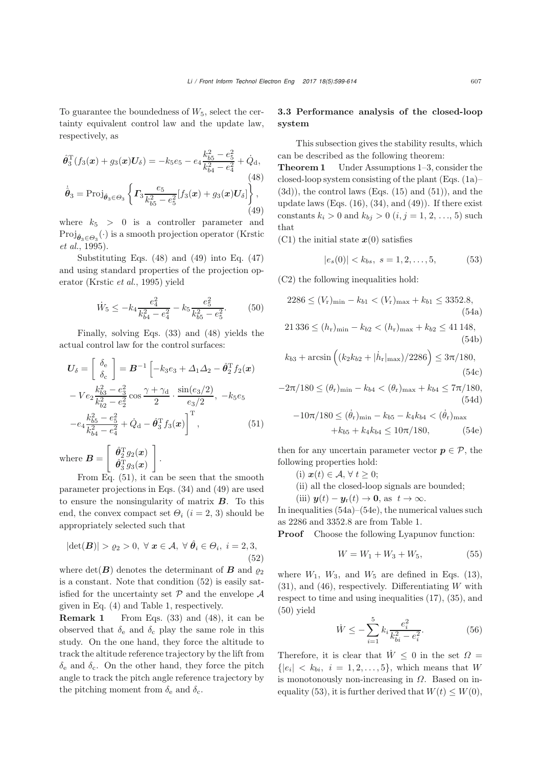To guarantee the boundedness of $W_5$, select the certainty equivalent control law and the update law, respectively, as

$$\hat{\boldsymbol{\theta}}_3^{\mathrm{T}}(f_3(\boldsymbol{x})+g_3(\boldsymbol{x})\boldsymbol{U}_\delta) = -k_5 e_5 - e_4\frac{k_{b5}^2-e_5^2}{k_{b4}^2-e_4^2}+\dot{Q}_{\mathrm{d}}, \tag{48}$$

$$\dot{\hat{\boldsymbol{\theta}}}_3 = \mathrm{Proj}_{\hat{\boldsymbol{\theta}}_3\in\Theta_3}\left\{\boldsymbol{\Gamma}_3\frac{e_5}{k_{b5}^2-e_5^2}[f_3(\boldsymbol{x})+g_3(\boldsymbol{x})\boldsymbol{U}_\delta]\right\}, \tag{49}$$

where $k_5 > 0$ is a controller parameter and $\mathrm{Proj}_{\hat{\boldsymbol{\theta}}_3\in\Theta_3}(\cdot)$ is a smooth projection operator (Krstic *et al.*, 1995).

Substituting Eqs. (48) and (49) into Eq. (47) and using standard properties of the projection operator (Krstic *et al.*, 1995) yield

$$\dot{W}_5 \leq -k_4\frac{e_4^2}{k_{b4}^2-e_4^2} - k_5\frac{e_5^2}{k_{b5}^2-e_5^2}. \tag{50}$$

Finally, solving Eqs. (33) and (48) yields the actual control law for the control surfaces:

$$\begin{aligned}\boldsymbol{U}_\delta = \begin{bmatrix}\delta_{\mathrm{e}}\\ \delta_{\mathrm{c}}\end{bmatrix} = \boldsymbol{B}^{-1}\Big[&-k_3e_3+\Delta_1\Delta_2-\hat{\boldsymbol{\theta}}_2^{\mathrm{T}}f_2(\boldsymbol{x})\\ &-Ve_2\frac{k_{b3}^2-e_3^2}{k_{b2}^2-e_2^2}\cos\frac{\gamma+\gamma_{\mathrm{d}}}{2}\cdot\frac{\sin(e_3/2)}{e_3/2},\ -k_5e_5\\ &-e_4\frac{k_{b5}^2-e_5^2}{k_{b4}^2-e_4^2}+\dot{Q}_{\mathrm{d}}-\hat{\boldsymbol{\theta}}_3^{\mathrm{T}}f_3(\boldsymbol{x})\Big]^{\mathrm{T}},\end{aligned} \tag{51}$$

where $\boldsymbol{B} = \begin{bmatrix}\hat{\boldsymbol{\theta}}_2^{\mathrm{T}}g_2(\boldsymbol{x})\\ \hat{\boldsymbol{\theta}}_3^{\mathrm{T}}g_3(\boldsymbol{x})\end{bmatrix}$.

From Eq. (51), it can be seen that the smooth parameter projections in Eqs. (34) and (49) are used to ensure the nonsingularity of matrix $\boldsymbol{B}$. To this end, the convex compact set $\Theta_i$ $(i=2,3)$ should be appropriately selected such that

$$|\det(\boldsymbol{B})| > \varrho_2 > 0,\ \forall\, \boldsymbol{x}\in\mathcal{A},\ \forall\, \hat{\boldsymbol{\theta}}_i\in\Theta_i,\ i=2,3, \tag{52}$$

where $\det(\boldsymbol{B})$ denotes the determinant of $\boldsymbol{B}$ and $\varrho_2$ is a constant. Note that condition (52) is easily satisfied for the uncertainty set $\mathcal{P}$ and the envelope $\mathcal{A}$ given in Eq. (4) and Table 1, respectively.

**Remark 1** From Eqs. (33) and (48), it can be observed that $\delta_{\mathrm{e}}$ and $\delta_{\mathrm{c}}$ play the same role in this study. On the one hand, they force the altitude to track the altitude reference trajectory by the lift from $\delta_{\mathrm{e}}$ and $\delta_{\mathrm{c}}$. On the other hand, they force the pitch angle to track the pitch angle reference trajectory by the pitching moment from $\delta_{\mathrm{e}}$ and $\delta_{\mathrm{c}}$.

### 3.3 Performance analysis of the closed-loop system

This subsection gives the stability results, which can be described as the following theorem:

**Theorem 1** Under Assumptions 1–3, consider the closed-loop system consisting of the plant (Eqs. (1a)–(3d)), the control laws (Eqs. (15) and (51)), and the update laws (Eqs. (16), (34), and (49)). If there exist constants $k_i > 0$ and $k_{bj} > 0$ $(i, j = 1, 2, \ldots, 5)$ such that

(C1) the initial state $\boldsymbol{x}(0)$ satisfies

$$|e_s(0)| < k_{bs},\ s=1,2,\ldots,5, \tag{53}$$

(C2) the following inequalities hold:

$$2286 \leq (V_{\mathrm{r}})_{\min} - k_{b1} < (V_{\mathrm{r}})_{\max} + k_{b1} \leq 3352.8, \tag{54a}$$

$$21\,336 \leq (h_{\mathrm{r}})_{\min} - k_{b2} < (h_{\mathrm{r}})_{\max} + k_{b2} \leq 41\,148, \tag{54b}$$

$$k_{b3} + \arcsin\Big((k_2k_{b2} + |\dot{h}_{\mathrm{r}}|_{\max})/2286\Big) \leq 3\pi/180, \tag{54c}$$

$$-2\pi/180 \leq (\theta_{\mathrm{r}})_{\min} - k_{b4} < (\theta_{\mathrm{r}})_{\max} + k_{b4} \leq 7\pi/180, \tag{54d}$$

$$\begin{aligned}-10\pi/180 \leq (\dot{\theta}_{\mathrm{r}})_{\min} - k_{b5} - k_4k_{b4} &< (\dot{\theta}_{\mathrm{r}})_{\max}\\ &+ k_{b5} + k_4k_{b4} \leq 10\pi/180,\end{aligned} \tag{54e}$$

then for any uncertain parameter vector $\boldsymbol{p}\in\mathcal{P}$, the following properties hold:

(i) $\boldsymbol{x}(t)\in\mathcal{A},\ \forall\, t\geq 0$;

(ii) all the closed-loop signals are bounded;

(iii) $\boldsymbol{y}(t) - \boldsymbol{y}_{\mathrm{r}}(t) \rightarrow \boldsymbol{0}$, as $t\rightarrow\infty$.

In inequalities (54a)–(54e), the numerical values such as 2286 and 3352.8 are from Table 1.

**Proof** Choose the following Lyapunov function:

$$W = W_1 + W_3 + W_5, \tag{55}$$

where $W_1$, $W_3$, and $W_5$ are defined in Eqs. (13), (31), and (46), respectively. Differentiating $W$ with respect to time and using inequalities (17), (35), and (50) yield

$$\dot{W} \leq -\sum_{i=1}^{5} k_i\frac{e_i^2}{k_{bi}^2-e_i^2}. \tag{56}$$

Therefore, it is clear that $\dot{W}\leq 0$ in the set $\Omega = \{|e_i| < k_{bi},\ i=1,2,\ldots,5\}$, which means that $W$ is monotonously non-increasing in $\Omega$. Based on inequality (53), it is further derived that $W(t)\leq W(0)$,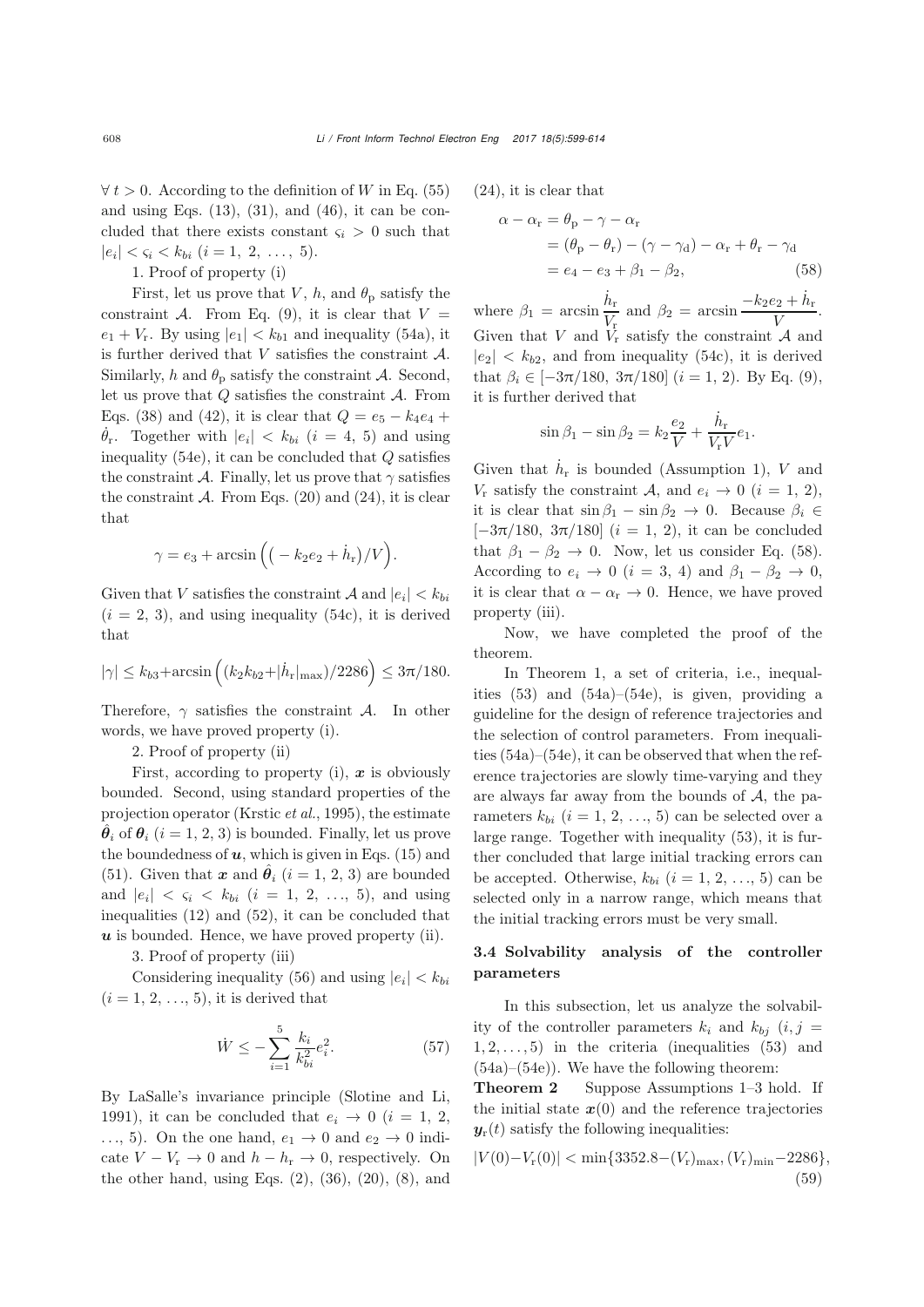$\forall\, t > 0$. According to the definition of $W$ in Eq. (55) and using Eqs. (13), (31), and (46), it can be concluded that there exists constant $\varsigma_i > 0$ such that $|e_i| < \varsigma_i < k_{bi}$ ($i = 1,\ 2,\ \ldots,\ 5$).

1. Proof of property (i)

First, let us prove that $V$, $h$, and $\theta_{\mathrm{p}}$ satisfy the constraint $\mathcal{A}$. From Eq. (9), it is clear that $V = e_1 + V_{\mathrm{r}}$. By using $|e_1| < k_{b1}$ and inequality (54a), it is further derived that $V$ satisfies the constraint $\mathcal{A}$. Similarly, $h$ and $\theta_{\mathrm{p}}$ satisfy the constraint $\mathcal{A}$. Second, let us prove that $Q$ satisfies the constraint $\mathcal{A}$. From Eqs. (38) and (42), it is clear that $Q = e_5 - k_4 e_4 + \dot{\theta}_{\mathrm{r}}$. Together with $|e_i| < k_{bi}$ ($i = 4,\ 5$) and using inequality (54e), it can be concluded that $Q$ satisfies the constraint $\mathcal{A}$. Finally, let us prove that $\gamma$ satisfies the constraint $\mathcal{A}$. From Eqs. (20) and (24), it is clear that

$$\gamma = e_3 + \arcsin\Big(\big(-k_2 e_2 + \dot{h}_{\mathrm{r}}\big)/V\Big).$$

Given that $V$ satisfies the constraint $\mathcal{A}$ and $|e_i| < k_{bi}$ ($i = 2,\ 3$), and using inequality (54c), it is derived that

$$|\gamma| \leq k_{b3} + \arcsin\Big((k_2 k_{b2} + |\dot{h}_{\mathrm{r}}|_{\max})/2286\Big) \leq 3\pi/180.$$

Therefore, $\gamma$ satisfies the constraint $\mathcal{A}$. In other words, we have proved property (i).

2. Proof of property (ii)

First, according to property (i), $\boldsymbol{x}$ is obviously bounded. Second, using standard properties of the projection operator (Krstic *et al.*, 1995), the estimate $\hat{\boldsymbol{\theta}}_i$ of $\boldsymbol{\theta}_i$ ($i = 1,\ 2,\ 3$) is bounded. Finally, let us prove the boundedness of $\boldsymbol{u}$, which is given in Eqs. (15) and (51). Given that $\boldsymbol{x}$ and $\hat{\boldsymbol{\theta}}_i$ ($i = 1,\ 2,\ 3$) are bounded and $|e_i| < \varsigma_i < k_{bi}$ ($i = 1,\ 2,\ \ldots,\ 5$), and using inequalities (12) and (52), it can be concluded that $\boldsymbol{u}$ is bounded. Hence, we have proved property (ii).

3. Proof of property (iii)

Considering inequality (56) and using $|e_i| < k_{bi}$ ($i = 1,\ 2,\ \ldots,\ 5$), it is derived that

$$\dot{W} \leq -\sum_{i=1}^{5} \frac{k_i}{k_{bi}^2} e_i^2. \tag{57}$$

By LaSalle's invariance principle (Slotine and Li, 1991), it can be concluded that $e_i \to 0$ ($i = 1,\ 2,\ \ldots,\ 5$). On the one hand, $e_1 \to 0$ and $e_2 \to 0$ indicate $V - V_{\mathrm{r}} \to 0$ and $h - h_{\mathrm{r}} \to 0$, respectively. On the other hand, using Eqs. (2), (36), (20), (8), and (24), it is clear that

$$\begin{aligned}
\alpha - \alpha_{\mathrm{r}} &= \theta_{\mathrm{p}} - \gamma - \alpha_{\mathrm{r}} \\
&= (\theta_{\mathrm{p}} - \theta_{\mathrm{r}}) - (\gamma - \gamma_{\mathrm{d}}) - \alpha_{\mathrm{r}} + \theta_{\mathrm{r}} - \gamma_{\mathrm{d}} \\
&= e_4 - e_3 + \beta_1 - \beta_2,
\end{aligned} \tag{58}$$

where $\beta_1 = \arcsin \dfrac{\dot{h}_{\mathrm{r}}}{V_{\mathrm{r}}}$ and $\beta_2 = \arcsin \dfrac{-k_2 e_2 + \dot{h}_{\mathrm{r}}}{V}$. Given that $V$ and $V_{\mathrm{r}}$ satisfy the constraint $\mathcal{A}$ and $|e_2| < k_{b2}$, and from inequality (54c), it is derived that $\beta_i \in [-3\pi/180,\ 3\pi/180]$ ($i = 1,\ 2$). By Eq. (9), it is further derived that

$$\sin\beta_1 - \sin\beta_2 = k_2 \frac{e_2}{V} + \frac{\dot{h}_{\mathrm{r}}}{V_{\mathrm{r}} V} e_1.$$

Given that $\dot{h}_{\mathrm{r}}$ is bounded (Assumption 1), $V$ and $V_{\mathrm{r}}$ satisfy the constraint $\mathcal{A}$, and $e_i \to 0$ ($i = 1,\ 2$), it is clear that $\sin\beta_1 - \sin\beta_2 \to 0$. Because $\beta_i \in [-3\pi/180,\ 3\pi/180]$ ($i = 1,\ 2$), it can be concluded that $\beta_1 - \beta_2 \to 0$. Now, let us consider Eq. (58). According to $e_i \to 0$ ($i = 3,\ 4$) and $\beta_1 - \beta_2 \to 0$, it is clear that $\alpha - \alpha_{\mathrm{r}} \to 0$. Hence, we have proved property (iii).

Now, we have completed the proof of the theorem.

In Theorem 1, a set of criteria, i.e., inequalities (53) and (54a)–(54e), is given, providing a guideline for the design of reference trajectories and the selection of control parameters. From inequalities (54a)–(54e), it can be observed that when the reference trajectories are slowly time-varying and they are always far away from the bounds of $\mathcal{A}$, the parameters $k_{bi}$ ($i = 1,\ 2,\ \ldots,\ 5$) can be selected over a large range. Together with inequality (53), it is further concluded that large initial tracking errors can be accepted. Otherwise, $k_{bi}$ ($i = 1,\ 2,\ \ldots,\ 5$) can be selected only in a narrow range, which means that the initial tracking errors must be very small.

### 3.4 Solvability analysis of the controller parameters

In this subsection, let us analyze the solvability of the controller parameters $k_i$ and $k_{bj}$ ($i, j = 1, 2, \ldots, 5$) in the criteria (inequalities (53) and (54a)–(54e)). We have the following theorem:

**Theorem 2** Suppose Assumptions 1–3 hold. If the initial state $\boldsymbol{x}(0)$ and the reference trajectories $\boldsymbol{y}_{\mathrm{r}}(t)$ satisfy the following inequalities:

$$|V(0) - V_{\mathrm{r}}(0)| < \min\{3352.8 - (V_{\mathrm{r}})_{\max}, (V_{\mathrm{r}})_{\min} - 2286\}, \tag{59}$$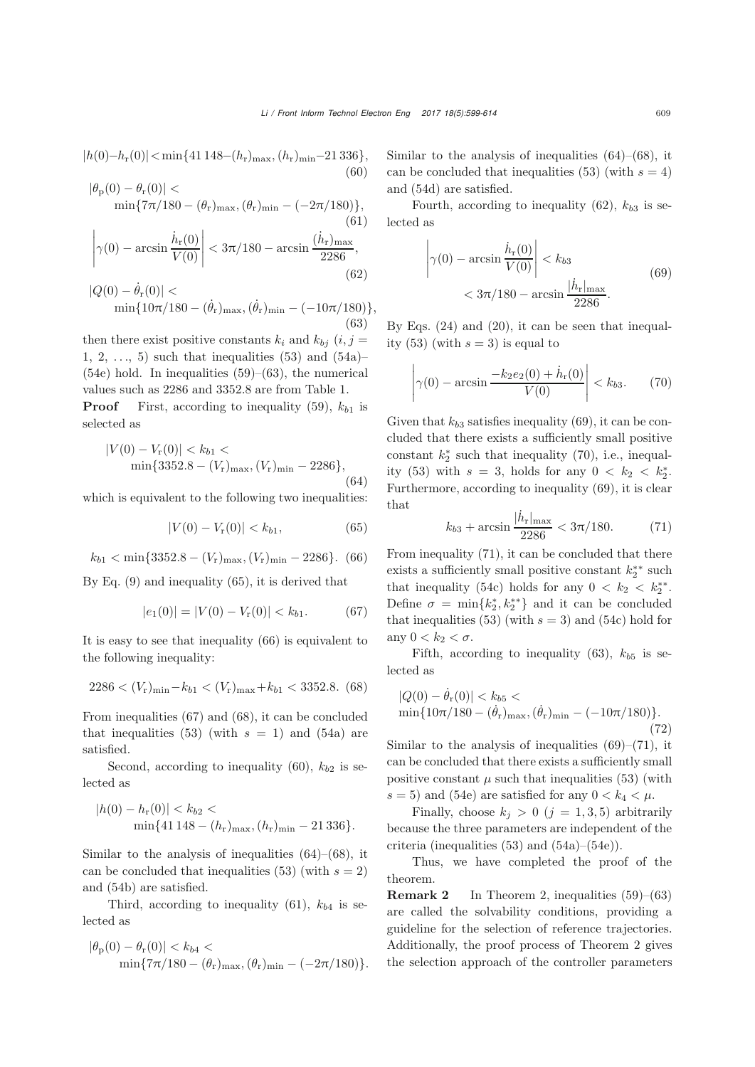$$|h(0) - h_{\mathrm{r}}(0)| < \min\{41\,148 - (h_{\mathrm{r}})_{\max}, (h_{\mathrm{r}})_{\min} - 21\,336\}, \tag{60}$$

$$|\theta_{\mathrm{p}}(0) - \theta_{\mathrm{r}}(0)| < \min\{7\pi/180 - (\theta_{\mathrm{r}})_{\max}, (\theta_{\mathrm{r}})_{\min} - (-2\pi/180)\}, \tag{61}$$

$$\left|\gamma(0) - \arcsin\frac{\dot{h}_{\mathrm{r}}(0)}{V(0)}\right| < 3\pi/180 - \arcsin\frac{(\dot{h}_{\mathrm{r}})_{\max}}{2286}, \tag{62}$$

$$|Q(0) - \dot{\theta}_{\mathrm{r}}(0)| < \min\{10\pi/180 - (\dot{\theta}_{\mathrm{r}})_{\max}, (\dot{\theta}_{\mathrm{r}})_{\min} - (-10\pi/180)\}, \tag{63}$$

then there exist positive constants $k_i$ and $k_{bj}$ ($i, j = 1, 2, \ldots, 5$) such that inequalities (53) and (54a)–(54e) hold. In inequalities (59)–(63), the numerical values such as 2286 and 3352.8 are from Table 1.

**Proof** First, according to inequality (59), $k_{b1}$ is selected as

$$|V(0) - V_{\mathrm{r}}(0)| < k_{b1} < \min\{3352.8 - (V_{\mathrm{r}})_{\max}, (V_{\mathrm{r}})_{\min} - 2286\}, \tag{64}$$

which is equivalent to the following two inequalities:

$$|V(0) - V_{\mathrm{r}}(0)| < k_{b1}, \tag{65}$$

$$k_{b1} < \min\{3352.8 - (V_{\mathrm{r}})_{\max}, (V_{\mathrm{r}})_{\min} - 2286\}. \tag{66}$$

By Eq. (9) and inequality (65), it is derived that

$$|e_1(0)| = |V(0) - V_{\mathrm{r}}(0)| < k_{b1}. \tag{67}$$

It is easy to see that inequality (66) is equivalent to the following inequality:

$$2286 < (V_{\mathrm{r}})_{\min} - k_{b1} < (V_{\mathrm{r}})_{\max} + k_{b1} < 3352.8. \tag{68}$$

From inequalities (67) and (68), it can be concluded that inequalities (53) (with $s = 1$) and (54a) are satisfied.

Second, according to inequality (60), $k_{b2}$ is selected as

$$|h(0) - h_{\mathrm{r}}(0)| < k_{b2} < \min\{41\,148 - (h_{\mathrm{r}})_{\max}, (h_{\mathrm{r}})_{\min} - 21\,336\}.$$

Similar to the analysis of inequalities (64)–(68), it can be concluded that inequalities (53) (with $s = 2$) and (54b) are satisfied.

Third, according to inequality (61), $k_{b4}$ is selected as

$$|\theta_{\mathrm{p}}(0) - \theta_{\mathrm{r}}(0)| < k_{b4} < \min\{7\pi/180 - (\theta_{\mathrm{r}})_{\max}, (\theta_{\mathrm{r}})_{\min} - (-2\pi/180)\}.$$

Similar to the analysis of inequalities (64)–(68), it can be concluded that inequalities (53) (with $s = 4$) and (54d) are satisfied.

Fourth, according to inequality (62), $k_{b3}$ is selected as

$$\left|\gamma(0) - \arcsin\frac{\dot{h}_{\mathrm{r}}(0)}{V(0)}\right| < k_{b3} < 3\pi/180 - \arcsin\frac{|\dot{h}_{\mathrm{r}}|_{\max}}{2286}. \tag{69}$$

By Eqs. (24) and (20), it can be seen that inequality (53) (with $s = 3$) is equal to

$$\left|\gamma(0) - \arcsin\frac{-k_2 e_2(0) + \dot{h}_{\mathrm{r}}(0)}{V(0)}\right| < k_{b3}. \tag{70}$$

Given that $k_{b3}$ satisfies inequality (69), it can be concluded that there exists a sufficiently small positive constant $k_2^*$ such that inequality (70), i.e., inequality (53) with $s = 3$, holds for any $0 < k_2 < k_2^*$. Furthermore, according to inequality (69), it is clear that

$$k_{b3} + \arcsin\frac{|\dot{h}_{\mathrm{r}}|_{\max}}{2286} < 3\pi/180. \tag{71}$$

From inequality (71), it can be concluded that there exists a sufficiently small positive constant $k_2^{**}$ such that inequality (54c) holds for any $0 < k_2 < k_2^{**}$. Define $\sigma = \min\{k_2^*, k_2^{**}\}$ and it can be concluded that inequalities (53) (with $s = 3$) and (54c) hold for any $0 < k_2 < \sigma$.

Fifth, according to inequality (63), $k_{b5}$ is selected as

$$|Q(0) - \dot{\theta}_{\mathrm{r}}(0)| < k_{b5} < \min\{10\pi/180 - (\dot{\theta}_{\mathrm{r}})_{\max}, (\dot{\theta}_{\mathrm{r}})_{\min} - (-10\pi/180)\}. \tag{72}$$

Similar to the analysis of inequalities (69)–(71), it can be concluded that there exists a sufficiently small positive constant $\mu$ such that inequalities (53) (with $s = 5$) and (54e) are satisfied for any $0 < k_4 < \mu$.

Finally, choose $k_j > 0$ ($j = 1, 3, 5$) arbitrarily because the three parameters are independent of the criteria (inequalities (53) and (54a)–(54e)).

Thus, we have completed the proof of the theorem.

**Remark 2** In Theorem 2, inequalities (59)–(63) are called the solvability conditions, providing a guideline for the selection of reference trajectories. Additionally, the proof process of Theorem 2 gives the selection approach of the controller parameters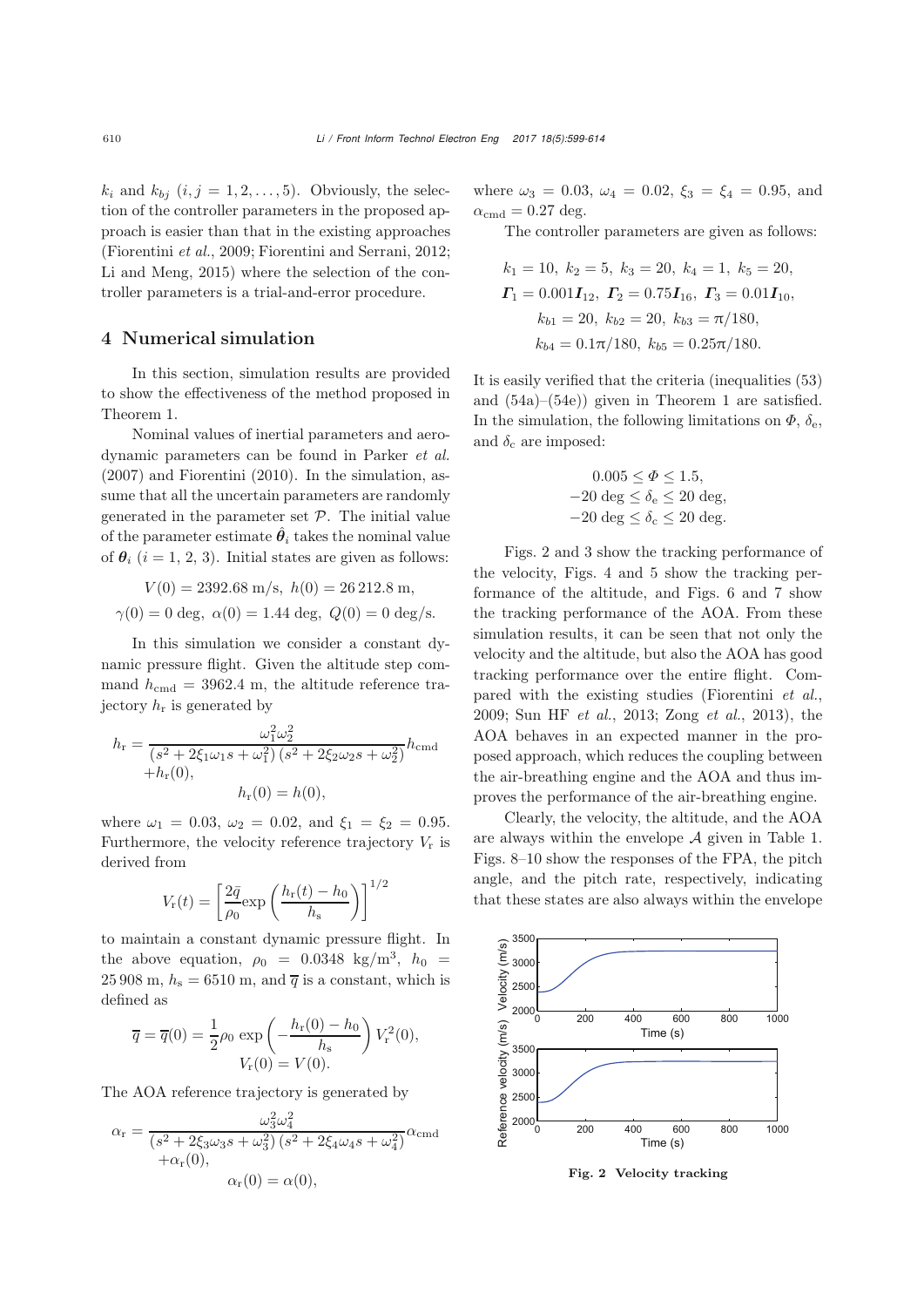$k_i$ and $k_{bj}$ $(i, j = 1, 2, \ldots, 5)$. Obviously, the selection of the controller parameters in the proposed approach is easier than that in the existing approaches (Fiorentini *et al.*, 2009; Fiorentini and Serrani, 2012; Li and Meng, 2015) where the selection of the controller parameters is a trial-and-error procedure.

## 4 Numerical simulation

In this section, simulation results are provided to show the effectiveness of the method proposed in Theorem 1.

Nominal values of inertial parameters and aerodynamic parameters can be found in Parker *et al.* (2007) and Fiorentini (2010). In the simulation, assume that all the uncertain parameters are randomly generated in the parameter set $\mathcal{P}$. The initial value of the parameter estimate $\hat{\boldsymbol{\theta}}_i$ takes the nominal value of $\boldsymbol{\theta}_i$ $(i = 1, 2, 3)$. Initial states are given as follows:

$$V(0) = 2392.68 \text{ m/s},\ h(0) = 26\,212.8 \text{ m},$$
$$\gamma(0) = 0 \text{ deg},\ \alpha(0) = 1.44 \text{ deg},\ Q(0) = 0 \text{ deg/s}.$$

In this simulation we consider a constant dynamic pressure flight. Given the altitude step command $h_{\text{cmd}} = 3962.4$ m, the altitude reference trajectory $h_{\text{r}}$ is generated by

$$h_{\text{r}} = \frac{\omega_1^2 \omega_2^2}{(s^2 + 2\xi_1\omega_1 s + \omega_1^2)(s^2 + 2\xi_2\omega_2 s + \omega_2^2)} h_{\text{cmd}} + h_{\text{r}}(0),$$
$$h_{\text{r}}(0) = h(0),$$

where $\omega_1 = 0.03$, $\omega_2 = 0.02$, and $\xi_1 = \xi_2 = 0.95$. Furthermore, the velocity reference trajectory $V_{\text{r}}$ is derived from

$$V_{\text{r}}(t) = \left[\frac{2\bar{q}}{\rho_0} \exp\left(\frac{h_{\text{r}}(t) - h_0}{h_{\text{s}}}\right)\right]^{1/2}$$

to maintain a constant dynamic pressure flight. In the above equation, $\rho_0 = 0.0348$ kg/m$^3$, $h_0 = 25\,908$ m, $h_{\text{s}} = 6510$ m, and $\overline{q}$ is a constant, which is defined as

$$\overline{q} = \overline{q}(0) = \frac{1}{2}\rho_0 \exp\left(-\frac{h_{\text{r}}(0) - h_0}{h_{\text{s}}}\right) V_{\text{r}}^2(0),$$
$$V_{\text{r}}(0) = V(0).$$

The AOA reference trajectory is generated by

$$\alpha_{\text{r}} = \frac{\omega_3^2 \omega_4^2}{(s^2 + 2\xi_3\omega_3 s + \omega_3^2)(s^2 + 2\xi_4\omega_4 s + \omega_4^2)} \alpha_{\text{cmd}} + \alpha_{\text{r}}(0),$$
$$\alpha_{\text{r}}(0) = \alpha(0),$$

where $\omega_3 = 0.03$, $\omega_4 = 0.02$, $\xi_3 = \xi_4 = 0.95$, and $\alpha_{\text{cmd}} = 0.27$ deg.

The controller parameters are given as follows:

$$k_1 = 10,\ k_2 = 5,\ k_3 = 20,\ k_4 = 1,\ k_5 = 20,$$
$$\boldsymbol{\Gamma}_1 = 0.001\boldsymbol{I}_{12},\ \boldsymbol{\Gamma}_2 = 0.75\boldsymbol{I}_{16},\ \boldsymbol{\Gamma}_3 = 0.01\boldsymbol{I}_{10},$$
$$k_{b1} = 20,\ k_{b2} = 20,\ k_{b3} = \pi/180,$$
$$k_{b4} = 0.1\pi/180,\ k_{b5} = 0.25\pi/180.$$

It is easily verified that the criteria (inequalities (53) and (54a)–(54e)) given in Theorem 1 are satisfied. In the simulation, the following limitations on $\Phi$, $\delta_{\text{e}}$, and $\delta_{\text{c}}$ are imposed:

$$0.005 \leq \Phi \leq 1.5,$$
$$-20 \text{ deg} \leq \delta_{\text{e}} \leq 20 \text{ deg},$$
$$-20 \text{ deg} \leq \delta_{\text{c}} \leq 20 \text{ deg}.$$

Figs. 2 and 3 show the tracking performance of the velocity, Figs. 4 and 5 show the tracking performance of the altitude, and Figs. 6 and 7 show the tracking performance of the AOA. From these simulation results, it can be seen that not only the velocity and the altitude, but also the AOA has good tracking performance over the entire flight. Compared with the existing studies (Fiorentini *et al.*, 2009; Sun HF *et al.*, 2013; Zong *et al.*, 2013), the AOA behaves in an expected manner in the proposed approach, which reduces the coupling between the air-breathing engine and the AOA and thus improves the performance of the air-breathing engine.

Clearly, the velocity, the altitude, and the AOA are always within the envelope $\mathcal{A}$ given in Table 1. Figs. 8–10 show the responses of the FPA, the pitch angle, and the pitch rate, respectively, indicating that these states are also always within the envelope

**Fig. 2 Velocity tracking**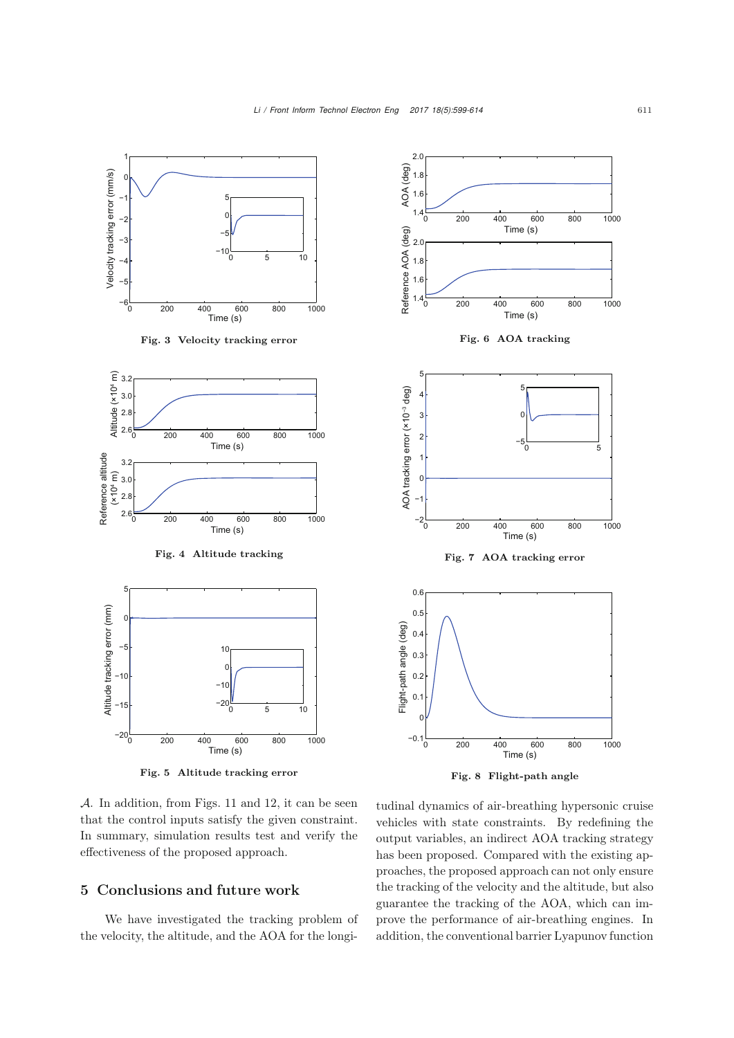Fig. 3 Velocity tracking error

Fig. 4 Altitude tracking

Fig. 5 Altitude tracking error

Fig. 6 AOA tracking

Fig. 7 AOA tracking error

Fig. 8 Flight-path angle

$\mathcal{A}$. In addition, from Figs. 11 and 12, it can be seen that the control inputs satisfy the given constraint. In summary, simulation results test and verify the effectiveness of the proposed approach.

## 5 Conclusions and future work

We have investigated the tracking problem of the velocity, the altitude, and the AOA for the longitudinal dynamics of air-breathing hypersonic cruise vehicles with state constraints. By redefining the output variables, an indirect AOA tracking strategy has been proposed. Compared with the existing approaches, the proposed approach can not only ensure the tracking of the velocity and the altitude, but also guarantee the tracking of the AOA, which can improve the performance of air-breathing engines. In addition, the conventional barrier Lyapunov function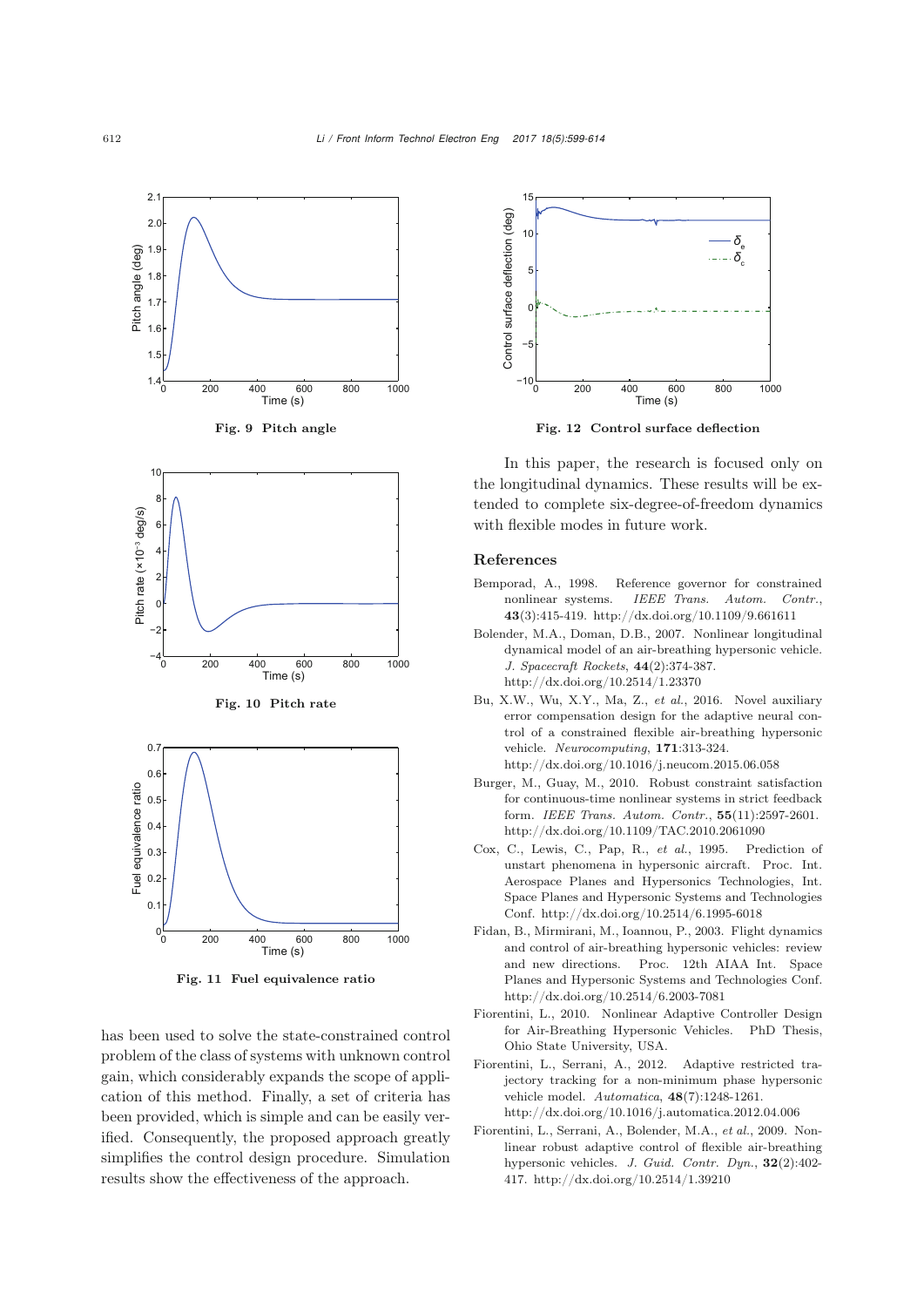Fig. 9 Pitch angle

Fig. 10 Pitch rate

Fig. 11 Fuel equivalence ratio

Fig. 12 Control surface deflection

has been used to solve the state-constrained control problem of the class of systems with unknown control gain, which considerably expands the scope of application of this method. Finally, a set of criteria has been provided, which is simple and can be easily verified. Consequently, the proposed approach greatly simplifies the control design procedure. Simulation results show the effectiveness of the approach.

In this paper, the research is focused only on the longitudinal dynamics. These results will be extended to complete six-degree-of-freedom dynamics with flexible modes in future work.

## References

Bemporad, A., 1998. Reference governor for constrained nonlinear systems. *IEEE Trans. Autom. Contr.*, **43**(3):415-419. http://dx.doi.org/10.1109/9.661611

Bolender, M.A., Doman, D.B., 2007. Nonlinear longitudinal dynamical model of an air-breathing hypersonic vehicle. *J. Spacecraft Rockets*, **44**(2):374-387. http://dx.doi.org/10.2514/1.23370

Bu, X.W., Wu, X.Y., Ma, Z., *et al.*, 2016. Novel auxiliary error compensation design for the adaptive neural control of a constrained flexible air-breathing hypersonic vehicle. *Neurocomputing*, **171**:313-324. http://dx.doi.org/10.1016/j.neucom.2015.06.058

Burger, M., Guay, M., 2010. Robust constraint satisfaction for continuous-time nonlinear systems in strict feedback form. *IEEE Trans. Autom. Contr.*, **55**(11):2597-2601. http://dx.doi.org/10.1109/TAC.2010.2061090

Cox, C., Lewis, C., Pap, R., *et al.*, 1995. Prediction of unstart phenomena in hypersonic aircraft. Proc. Int. Aerospace Planes and Hypersonics Technologies, Int. Space Planes and Hypersonic Systems and Technologies Conf. http://dx.doi.org/10.2514/6.1995-6018

Fidan, B., Mirmirani, M., Ioannou, P., 2003. Flight dynamics and control of air-breathing hypersonic vehicles: review and new directions. Proc. 12th AIAA Int. Space Planes and Hypersonic Systems and Technologies Conf. http://dx.doi.org/10.2514/6.2003-7081

Fiorentini, L., 2010. Nonlinear Adaptive Controller Design for Air-Breathing Hypersonic Vehicles. PhD Thesis, Ohio State University, USA.

Fiorentini, L., Serrani, A., 2012. Adaptive restricted trajectory tracking for a non-minimum phase hypersonic vehicle model. *Automatica*, **48**(7):1248-1261. http://dx.doi.org/10.1016/j.automatica.2012.04.006

Fiorentini, L., Serrani, A., Bolender, M.A., *et al.*, 2009. Nonlinear robust adaptive control of flexible air-breathing hypersonic vehicles. *J. Guid. Contr. Dyn.*, **32**(2):402-417. http://dx.doi.org/10.2514/1.39210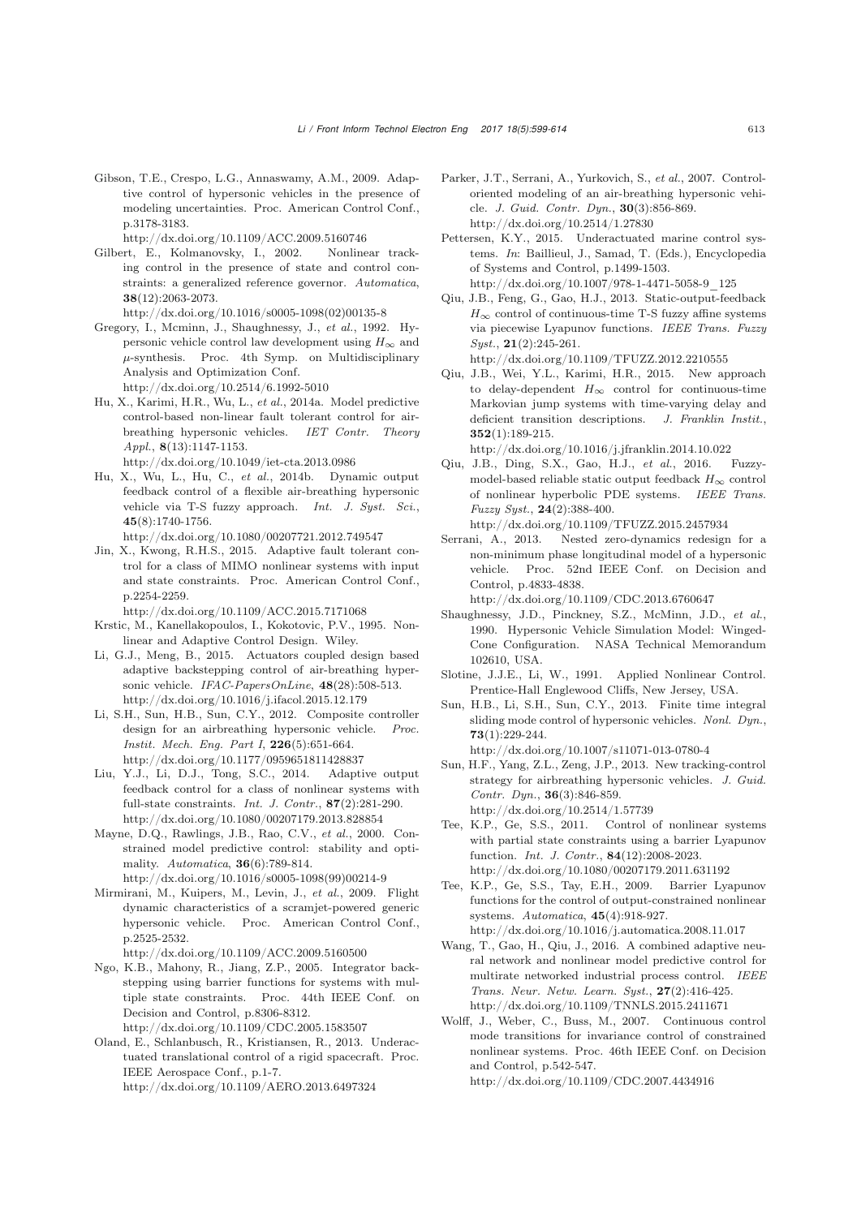Gibson, T.E., Crespo, L.G., Annaswamy, A.M., 2009. Adaptive control of hypersonic vehicles in the presence of modeling uncertainties. Proc. American Control Conf., p.3178-3183.
http://dx.doi.org/10.1109/ACC.2009.5160746

Gilbert, E., Kolmanovsky, I., 2002. Nonlinear tracking control in the presence of state and control constraints: a generalized reference governor. *Automatica*, **38**(12):2063-2073.
http://dx.doi.org/10.1016/s0005-1098(02)00135-8

Gregory, I., Mcminn, J., Shaughnessy, J., *et al.*, 1992. Hypersonic vehicle control law development using $H_\infty$ and $\mu$-synthesis. Proc. 4th Symp. on Multidisciplinary Analysis and Optimization Conf.
http://dx.doi.org/10.2514/6.1992-5010

Hu, X., Karimi, H.R., Wu, L., *et al.*, 2014a. Model predictive control-based non-linear fault tolerant control for air-breathing hypersonic vehicles. *IET Contr. Theory Appl.*, **8**(13):1147-1153.
http://dx.doi.org/10.1049/iet-cta.2013.0986

Hu, X., Wu, L., Hu, C., *et al.*, 2014b. Dynamic output feedback control of a flexible air-breathing hypersonic vehicle via T-S fuzzy approach. *Int. J. Syst. Sci.*, **45**(8):1740-1756.
http://dx.doi.org/10.1080/00207721.2012.749547

Jin, X., Kwong, R.H.S., 2015. Adaptive fault tolerant control for a class of MIMO nonlinear systems with input and state constraints. Proc. American Control Conf., p.2254-2259.
http://dx.doi.org/10.1109/ACC.2015.7171068

Krstic, M., Kanellakopoulos, I., Kokotovic, P.V., 1995. Nonlinear and Adaptive Control Design. Wiley.

Li, G.J., Meng, B., 2015. Actuators coupled design based adaptive backstepping control of air-breathing hypersonic vehicle. *IFAC-PapersOnLine*, **48**(28):508-513.
http://dx.doi.org/10.1016/j.ifacol.2015.12.179

Li, S.H., Sun, H.B., Sun, C.Y., 2012. Composite controller design for an airbreathing hypersonic vehicle. *Proc. Instit. Mech. Eng. Part I*, **226**(5):651-664.
http://dx.doi.org/10.1177/0959651811428837

Liu, Y.J., Li, D.J., Tong, S.C., 2014. Adaptive output feedback control for a class of nonlinear systems with full-state constraints. *Int. J. Contr.*, **87**(2):281-290.
http://dx.doi.org/10.1080/00207179.2013.828854

Mayne, D.Q., Rawlings, J.B., Rao, C.V., *et al.*, 2000. Constrained model predictive control: stability and optimality. *Automatica*, **36**(6):789-814.
http://dx.doi.org/10.1016/s0005-1098(99)00214-9

Mirmirani, M., Kuipers, M., Levin, J., *et al.*, 2009. Flight dynamic characteristics of a scramjet-powered generic hypersonic vehicle. Proc. American Control Conf., p.2525-2532.
http://dx.doi.org/10.1109/ACC.2009.5160500

Ngo, K.B., Mahony, R., Jiang, Z.P., 2005. Integrator backstepping using barrier functions for systems with multiple state constraints. Proc. 44th IEEE Conf. on Decision and Control, p.8306-8312.
http://dx.doi.org/10.1109/CDC.2005.1583507

Oland, E., Schlanbusch, R., Kristiansen, R., 2013. Underactuated translational control of a rigid spacecraft. Proc. IEEE Aerospace Conf., p.1-7.
http://dx.doi.org/10.1109/AERO.2013.6497324

Parker, J.T., Serrani, A., Yurkovich, S., *et al.*, 2007. Control-oriented modeling of an air-breathing hypersonic vehicle. *J. Guid. Contr. Dyn.*, **30**(3):856-869.
http://dx.doi.org/10.2514/1.27830

Pettersen, K.Y., 2015. Underactuated marine control systems. *In*: Baillieul, J., Samad, T. (Eds.), Encyclopedia of Systems and Control, p.1499-1503.
http://dx.doi.org/10.1007/978-1-4471-5058-9_125

Qiu, J.B., Feng, G., Gao, H.J., 2013. Static-output-feedback $H_\infty$ control of continuous-time T-S fuzzy affine systems via piecewise Lyapunov functions. *IEEE Trans. Fuzzy Syst.*, **21**(2):245-261.
http://dx.doi.org/10.1109/TFUZZ.2012.2210555

Qiu, J.B., Wei, Y.L., Karimi, H.R., 2015. New approach to delay-dependent $H_\infty$ control for continuous-time Markovian jump systems with time-varying delay and deficient transition descriptions. *J. Franklin Instit.*, **352**(1):189-215.
http://dx.doi.org/10.1016/j.jfranklin.2014.10.022

Qiu, J.B., Ding, S.X., Gao, H.J., *et al.*, 2016. Fuzzy-model-based reliable static output feedback $H_\infty$ control of nonlinear hyperbolic PDE systems. *IEEE Trans. Fuzzy Syst.*, **24**(2):388-400.
http://dx.doi.org/10.1109/TFUZZ.2015.2457934

Serrani, A., 2013. Nested zero-dynamics redesign for a non-minimum phase longitudinal model of a hypersonic vehicle. Proc. 52nd IEEE Conf. on Decision and Control, p.4833-4838.
http://dx.doi.org/10.1109/CDC.2013.6760647

Shaughnessy, J.D., Pinckney, S.Z., McMinn, J.D., *et al.*, 1990. Hypersonic Vehicle Simulation Model: Winged-Cone Configuration. NASA Technical Memorandum 102610, USA.

Slotine, J.J.E., Li, W., 1991. Applied Nonlinear Control. Prentice-Hall Englewood Cliffs, New Jersey, USA.

Sun, H.B., Li, S.H., Sun, C.Y., 2013. Finite time integral sliding mode control of hypersonic vehicles. *Nonl. Dyn.*, **73**(1):229-244.
http://dx.doi.org/10.1007/s11071-013-0780-4

Sun, H.F., Yang, Z.L., Zeng, J.P., 2013. New tracking-control strategy for airbreathing hypersonic vehicles. *J. Guid. Contr. Dyn.*, **36**(3):846-859.
http://dx.doi.org/10.2514/1.57739

Tee, K.P., Ge, S.S., 2011. Control of nonlinear systems with partial state constraints using a barrier Lyapunov function. *Int. J. Contr.*, **84**(12):2008-2023.
http://dx.doi.org/10.1080/00207179.2011.631192

Tee, K.P., Ge, S.S., Tay, E.H., 2009. Barrier Lyapunov functions for the control of output-constrained nonlinear systems. *Automatica*, **45**(4):918-927.
http://dx.doi.org/10.1016/j.automatica.2008.11.017

Wang, T., Gao, H., Qiu, J., 2016. A combined adaptive neural network and nonlinear model predictive control for multirate networked industrial process control. *IEEE Trans. Neur. Netw. Learn. Syst.*, **27**(2):416-425.
http://dx.doi.org/10.1109/TNNLS.2015.2411671

Wolff, J., Weber, C., Buss, M., 2007. Continuous control mode transitions for invariance control of constrained nonlinear systems. Proc. 46th IEEE Conf. on Decision and Control, p.542-547.
http://dx.doi.org/10.1109/CDC.2007.4434916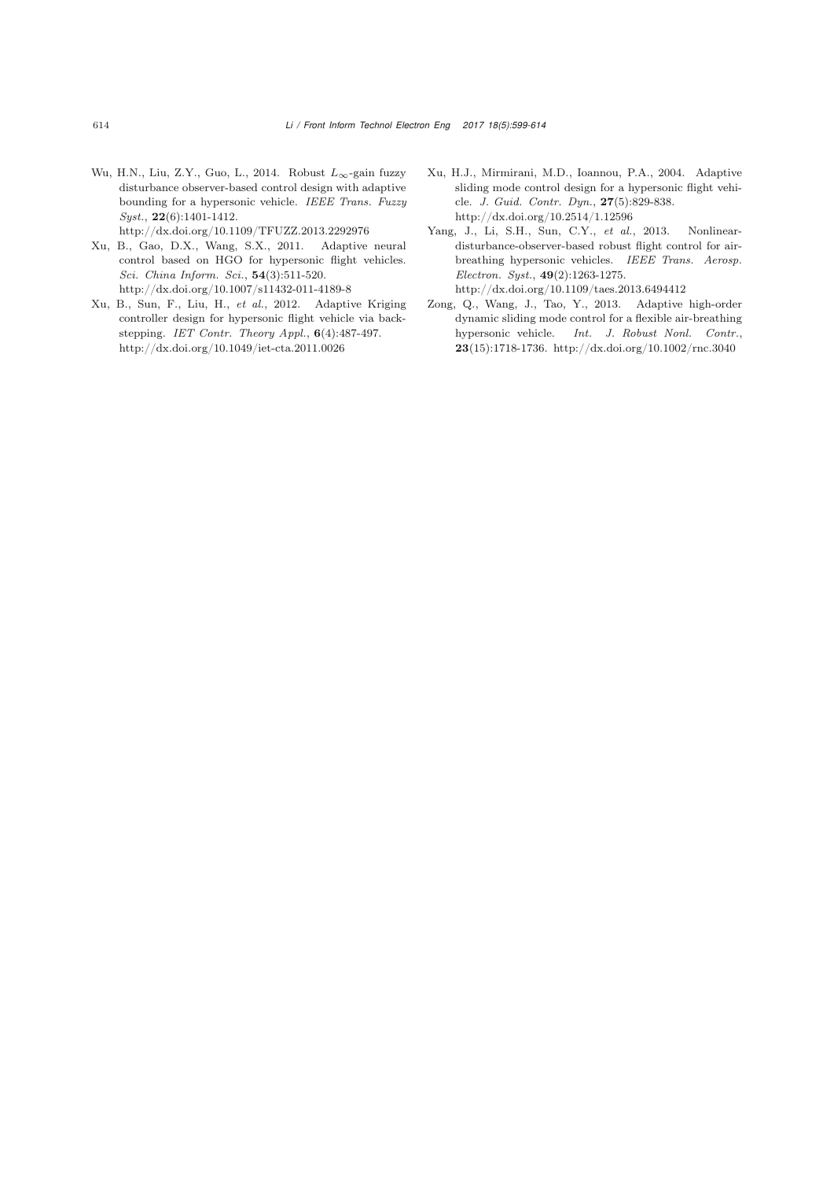Wu, H.N., Liu, Z.Y., Guo, L., 2014. Robust $L_\infty$-gain fuzzy disturbance observer-based control design with adaptive bounding for a hypersonic vehicle. *IEEE Trans. Fuzzy Syst.*, **22**(6):1401-1412. http://dx.doi.org/10.1109/TFUZZ.2013.2292976

Xu, B., Gao, D.X., Wang, S.X., 2011. Adaptive neural control based on HGO for hypersonic flight vehicles. *Sci. China Inform. Sci.*, **54**(3):511-520. http://dx.doi.org/10.1007/s11432-011-4189-8

Xu, B., Sun, F., Liu, H., *et al.*, 2012. Adaptive Kriging controller design for hypersonic flight vehicle via backstepping. *IET Contr. Theory Appl.*, **6**(4):487-497. http://dx.doi.org/10.1049/iet-cta.2011.0026

Xu, H.J., Mirmirani, M.D., Ioannou, P.A., 2004. Adaptive sliding mode control design for a hypersonic flight vehicle. *J. Guid. Contr. Dyn.*, **27**(5):829-838. http://dx.doi.org/10.2514/1.12596

Yang, J., Li, S.H., Sun, C.Y., *et al.*, 2013. Nonlinear-disturbance-observer-based robust flight control for airbreathing hypersonic vehicles. *IEEE Trans. Aerosp. Electron. Syst.*, **49**(2):1263-1275. http://dx.doi.org/10.1109/taes.2013.6494412

Zong, Q., Wang, J., Tao, Y., 2013. Adaptive high-order dynamic sliding mode control for a flexible air-breathing hypersonic vehicle. *Int. J. Robust Nonl. Contr.*, **23**(15):1718-1736. http://dx.doi.org/10.1002/rnc.3040